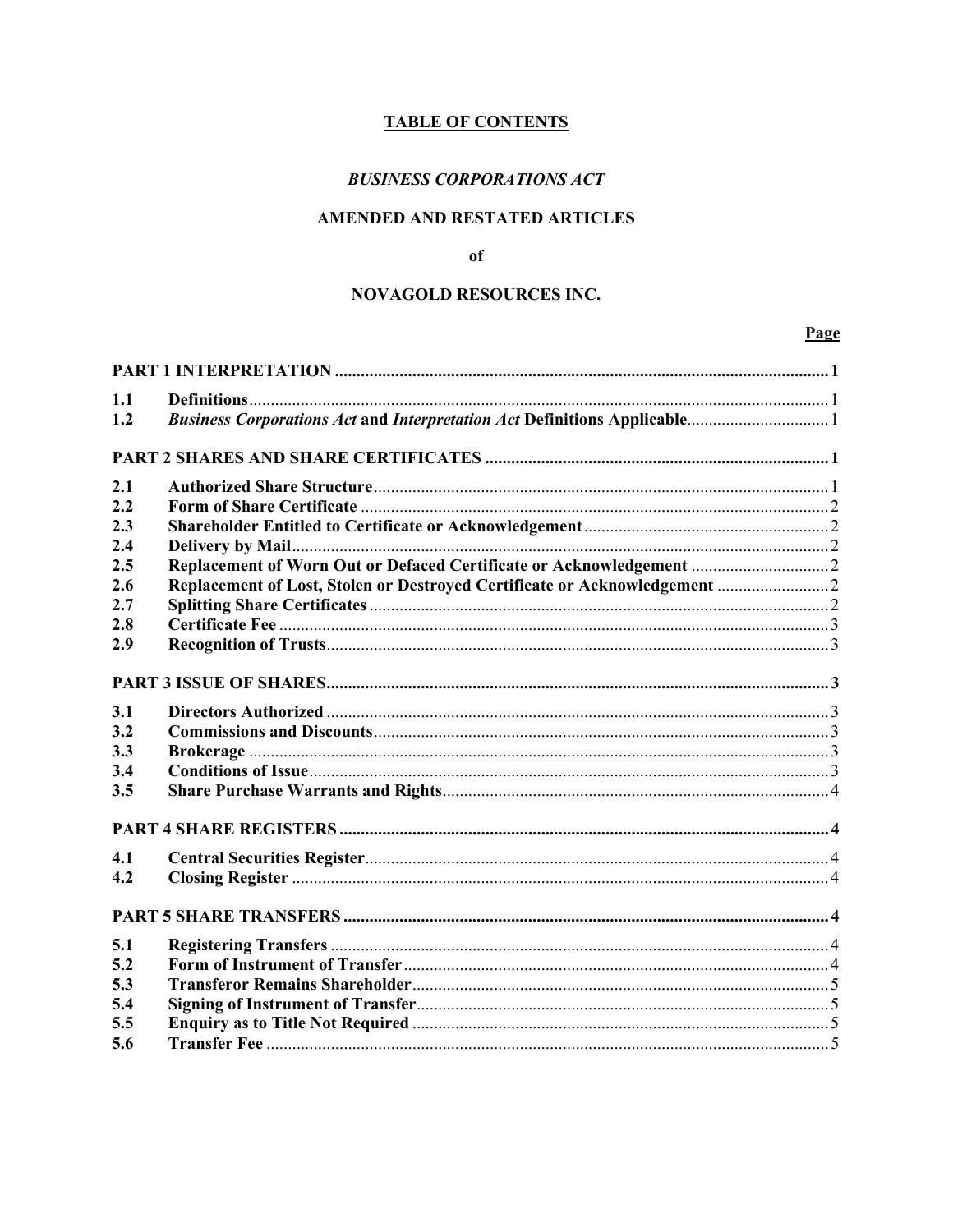# TABLE OF CONTENTS

## *BUSINESS CORPORATIONS ACT*

## AMENDED AND RESTATED ARTICLES

**of**

## NOVAGOLD RESOURCES INC.

| | | Page |
|---|---|---|
| **PART 1 INTERPRETATION** | | **1** |
| **1.1** | **Definitions** | 1 |
| **1.2** | ***Business Corporations Act* and *Interpretation Act* Definitions Applicable** | 1 |
| **PART 2 SHARES AND SHARE CERTIFICATES** | | **1** |
| **2.1** | **Authorized Share Structure** | 1 |
| **2.2** | **Form of Share Certificate** | 2 |
| **2.3** | **Shareholder Entitled to Certificate or Acknowledgement** | 2 |
| **2.4** | **Delivery by Mail** | 2 |
| **2.5** | **Replacement of Worn Out or Defaced Certificate or Acknowledgement** | 2 |
| **2.6** | **Replacement of Lost, Stolen or Destroyed Certificate or Acknowledgement** | 2 |
| **2.7** | **Splitting Share Certificates** | 2 |
| **2.8** | **Certificate Fee** | 3 |
| **2.9** | **Recognition of Trusts** | 3 |
| **PART 3 ISSUE OF SHARES** | | **3** |
| **3.1** | **Directors Authorized** | 3 |
| **3.2** | **Commissions and Discounts** | 3 |
| **3.3** | **Brokerage** | 3 |
| **3.4** | **Conditions of Issue** | 3 |
| **3.5** | **Share Purchase Warrants and Rights** | 4 |
| **PART 4 SHARE REGISTERS** | | **4** |
| **4.1** | **Central Securities Register** | 4 |
| **4.2** | **Closing Register** | 4 |
| **PART 5 SHARE TRANSFERS** | | **4** |
| **5.1** | **Registering Transfers** | 4 |
| **5.2** | **Form of Instrument of Transfer** | 4 |
| **5.3** | **Transferor Remains Shareholder** | 5 |
| **5.4** | **Signing of Instrument of Transfer** | 5 |
| **5.5** | **Enquiry as to Title Not Required** | 5 |
| **5.6** | **Transfer Fee** | 5 |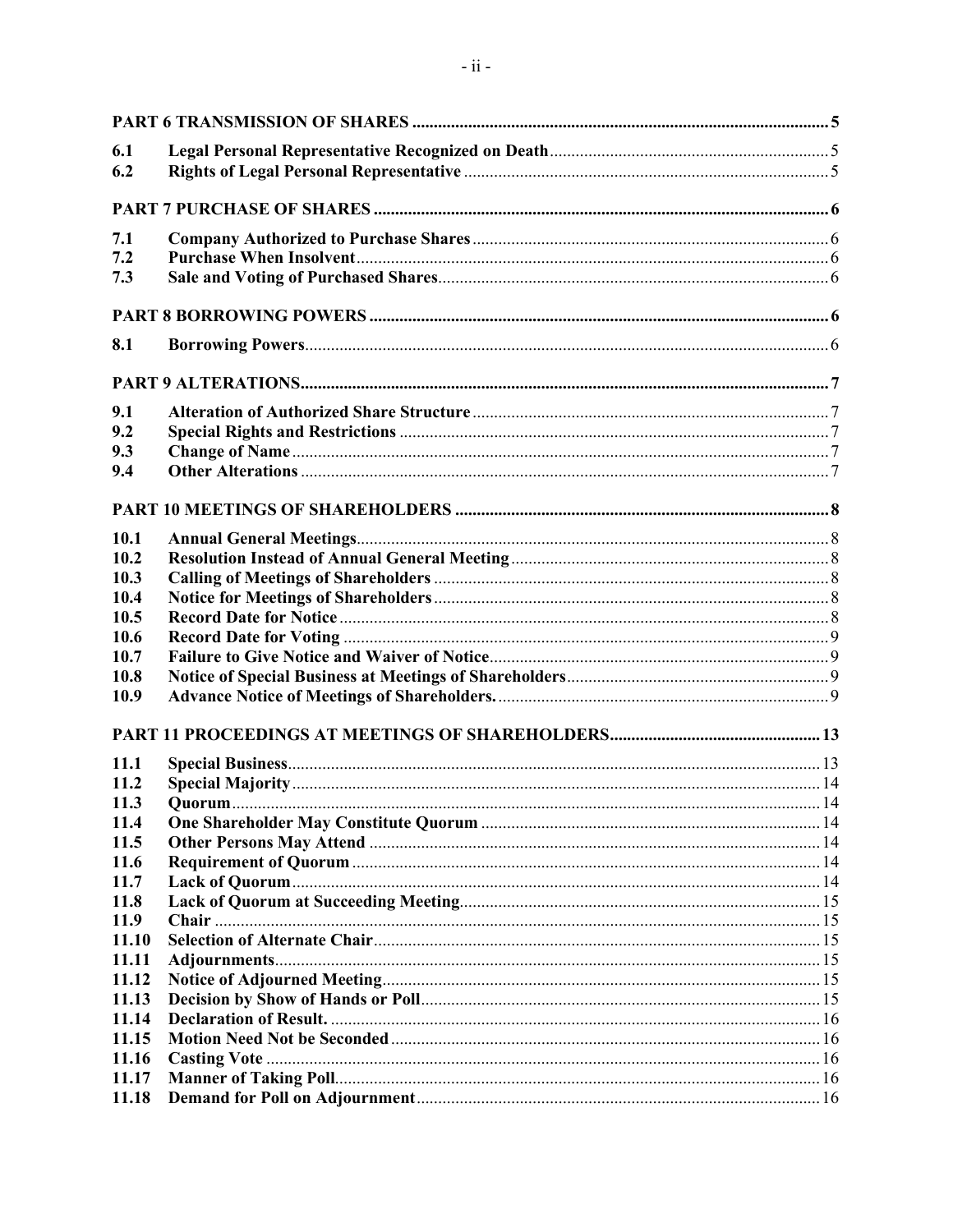| | | |
|---|---|---|
| **PART 6 TRANSMISSION OF SHARES** | | **5** |
| **6.1** | **Legal Personal Representative Recognized on Death** | 5 |
| **6.2** | **Rights of Legal Personal Representative** | 5 |
| **PART 7 PURCHASE OF SHARES** | | **6** |
| **7.1** | **Company Authorized to Purchase Shares** | 6 |
| **7.2** | **Purchase When Insolvent** | 6 |
| **7.3** | **Sale and Voting of Purchased Shares** | 6 |
| **PART 8 BORROWING POWERS** | | **6** |
| **8.1** | **Borrowing Powers** | 6 |
| **PART 9 ALTERATIONS** | | **7** |
| **9.1** | **Alteration of Authorized Share Structure** | 7 |
| **9.2** | **Special Rights and Restrictions** | 7 |
| **9.3** | **Change of Name** | 7 |
| **9.4** | **Other Alterations** | 7 |
| **PART 10 MEETINGS OF SHAREHOLDERS** | | **8** |
| **10.1** | **Annual General Meetings** | 8 |
| **10.2** | **Resolution Instead of Annual General Meeting** | 8 |
| **10.3** | **Calling of Meetings of Shareholders** | 8 |
| **10.4** | **Notice for Meetings of Shareholders** | 8 |
| **10.5** | **Record Date for Notice** | 8 |
| **10.6** | **Record Date for Voting** | 9 |
| **10.7** | **Failure to Give Notice and Waiver of Notice** | 9 |
| **10.8** | **Notice of Special Business at Meetings of Shareholders** | 9 |
| **10.9** | **Advance Notice of Meetings of Shareholders.** | 9 |
| **PART 11 PROCEEDINGS AT MEETINGS OF SHAREHOLDERS** | | **13** |
| **11.1** | **Special Business** | 13 |
| **11.2** | **Special Majority** | 14 |
| **11.3** | **Quorum** | 14 |
| **11.4** | **One Shareholder May Constitute Quorum** | 14 |
| **11.5** | **Other Persons May Attend** | 14 |
| **11.6** | **Requirement of Quorum** | 14 |
| **11.7** | **Lack of Quorum** | 14 |
| **11.8** | **Lack of Quorum at Succeeding Meeting** | 15 |
| **11.9** | **Chair** | 15 |
| **11.10** | **Selection of Alternate Chair** | 15 |
| **11.11** | **Adjournments** | 15 |
| **11.12** | **Notice of Adjourned Meeting** | 15 |
| **11.13** | **Decision by Show of Hands or Poll** | 15 |
| **11.14** | **Declaration of Result.** | 16 |
| **11.15** | **Motion Need Not be Seconded** | 16 |
| **11.16** | **Casting Vote** | 16 |
| **11.17** | **Manner of Taking Poll** | 16 |
| **11.18** | **Demand for Poll on Adjournment** | 16 |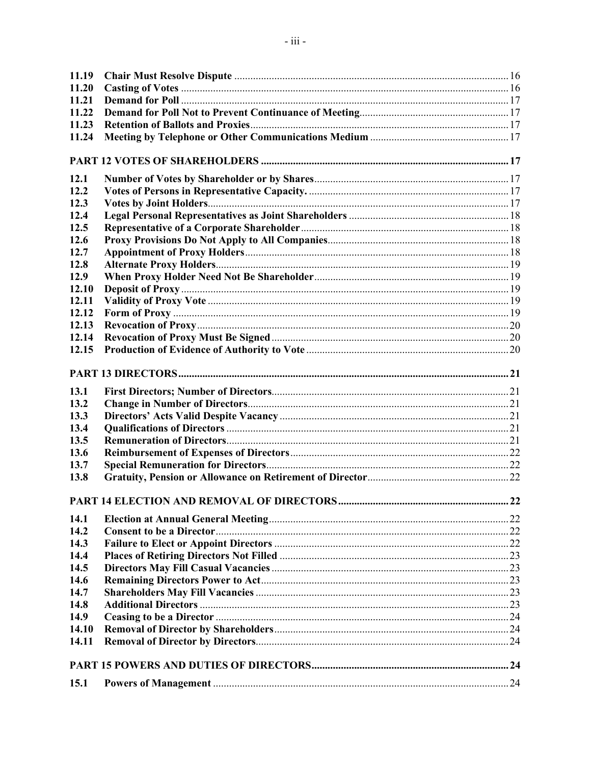| | | |
|---|---|---|
| 11.19 | **Chair Must Resolve Dispute** | 16 |
| 11.20 | **Casting of Votes** | 16 |
| 11.21 | **Demand for Poll** | 17 |
| 11.22 | **Demand for Poll Not to Prevent Continuance of Meeting** | 17 |
| 11.23 | **Retention of Ballots and Proxies** | 17 |
| 11.24 | **Meeting by Telephone or Other Communications Medium** | 17 |
| | **PART 12 VOTES OF SHAREHOLDERS** | **17** |
| 12.1 | **Number of Votes by Shareholder or by Shares** | 17 |
| 12.2 | **Votes of Persons in Representative Capacity.** | 17 |
| 12.3 | **Votes by Joint Holders** | 17 |
| 12.4 | **Legal Personal Representatives as Joint Shareholders** | 18 |
| 12.5 | **Representative of a Corporate Shareholder** | 18 |
| 12.6 | **Proxy Provisions Do Not Apply to All Companies** | 18 |
| 12.7 | **Appointment of Proxy Holders** | 18 |
| 12.8 | **Alternate Proxy Holders** | 19 |
| 12.9 | **When Proxy Holder Need Not Be Shareholder** | 19 |
| 12.10 | **Deposit of Proxy** | 19 |
| 12.11 | **Validity of Proxy Vote** | 19 |
| 12.12 | **Form of Proxy** | 19 |
| 12.13 | **Revocation of Proxy** | 20 |
| 12.14 | **Revocation of Proxy Must Be Signed** | 20 |
| 12.15 | **Production of Evidence of Authority to Vote** | 20 |
| | **PART 13 DIRECTORS** | **21** |
| 13.1 | **First Directors; Number of Directors** | 21 |
| 13.2 | **Change in Number of Directors** | 21 |
| 13.3 | **Directors' Acts Valid Despite Vacancy** | 21 |
| 13.4 | **Qualifications of Directors** | 21 |
| 13.5 | **Remuneration of Directors** | 21 |
| 13.6 | **Reimbursement of Expenses of Directors** | 22 |
| 13.7 | **Special Remuneration for Directors** | 22 |
| 13.8 | **Gratuity, Pension or Allowance on Retirement of Director** | 22 |
| | **PART 14 ELECTION AND REMOVAL OF DIRECTORS** | **22** |
| 14.1 | **Election at Annual General Meeting** | 22 |
| 14.2 | **Consent to be a Director** | 22 |
| 14.3 | **Failure to Elect or Appoint Directors** | 22 |
| 14.4 | **Places of Retiring Directors Not Filled** | 23 |
| 14.5 | **Directors May Fill Casual Vacancies** | 23 |
| 14.6 | **Remaining Directors Power to Act** | 23 |
| 14.7 | **Shareholders May Fill Vacancies** | 23 |
| 14.8 | **Additional Directors** | 23 |
| 14.9 | **Ceasing to be a Director** | 24 |
| 14.10 | **Removal of Director by Shareholders** | 24 |
| 14.11 | **Removal of Director by Directors** | 24 |
| | **PART 15 POWERS AND DUTIES OF DIRECTORS** | **24** |
| 15.1 | **Powers of Management** | 24 |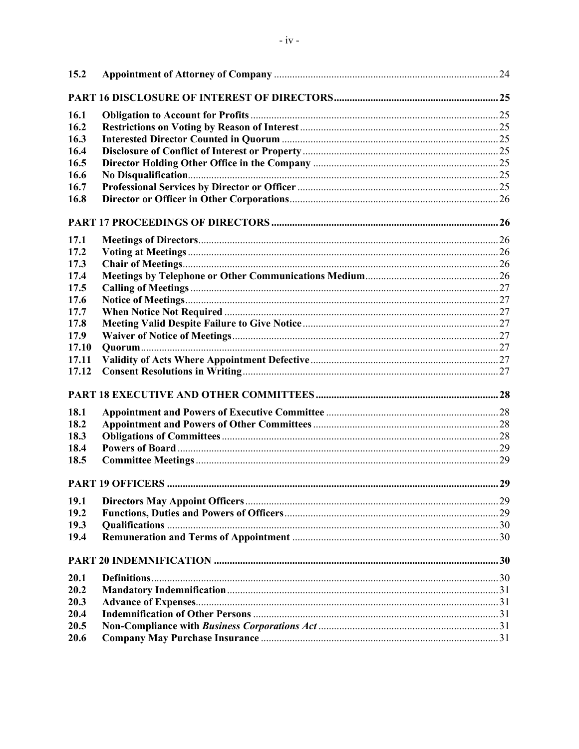| | | |
|---|---|---|
| **15.2** | **Appointment of Attorney of Company** | 24 |
| **PART 16 DISCLOSURE OF INTEREST OF DIRECTORS** | | 25 |
| **16.1** | **Obligation to Account for Profits** | 25 |
| **16.2** | **Restrictions on Voting by Reason of Interest** | 25 |
| **16.3** | **Interested Director Counted in Quorum** | 25 |
| **16.4** | **Disclosure of Conflict of Interest or Property** | 25 |
| **16.5** | **Director Holding Other Office in the Company** | 25 |
| **16.6** | **No Disqualification** | 25 |
| **16.7** | **Professional Services by Director or Officer** | 25 |
| **16.8** | **Director or Officer in Other Corporations** | 26 |
| **PART 17 PROCEEDINGS OF DIRECTORS** | | 26 |
| **17.1** | **Meetings of Directors** | 26 |
| **17.2** | **Voting at Meetings** | 26 |
| **17.3** | **Chair of Meetings** | 26 |
| **17.4** | **Meetings by Telephone or Other Communications Medium** | 26 |
| **17.5** | **Calling of Meetings** | 27 |
| **17.6** | **Notice of Meetings** | 27 |
| **17.7** | **When Notice Not Required** | 27 |
| **17.8** | **Meeting Valid Despite Failure to Give Notice** | 27 |
| **17.9** | **Waiver of Notice of Meetings** | 27 |
| **17.10** | **Quorum** | 27 |
| **17.11** | **Validity of Acts Where Appointment Defective** | 27 |
| **17.12** | **Consent Resolutions in Writing** | 27 |
| **PART 18 EXECUTIVE AND OTHER COMMITTEES** | | 28 |
| **18.1** | **Appointment and Powers of Executive Committee** | 28 |
| **18.2** | **Appointment and Powers of Other Committees** | 28 |
| **18.3** | **Obligations of Committees** | 28 |
| **18.4** | **Powers of Board** | 29 |
| **18.5** | **Committee Meetings** | 29 |
| **PART 19 OFFICERS** | | 29 |
| **19.1** | **Directors May Appoint Officers** | 29 |
| **19.2** | **Functions, Duties and Powers of Officers** | 29 |
| **19.3** | **Qualifications** | 30 |
| **19.4** | **Remuneration and Terms of Appointment** | 30 |
| **PART 20 INDEMNIFICATION** | | 30 |
| **20.1** | **Definitions** | 30 |
| **20.2** | **Mandatory Indemnification** | 31 |
| **20.3** | **Advance of Expenses** | 31 |
| **20.4** | **Indemnification of Other Persons** | 31 |
| **20.5** | **Non-Compliance with *Business Corporations Act*** | 31 |
| **20.6** | **Company May Purchase Insurance** | 31 |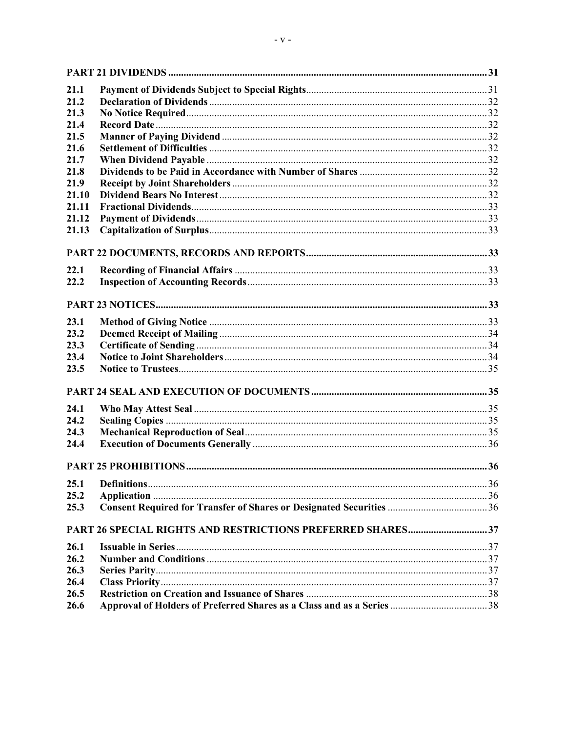| | | |
|---|---|---|
| **PART 21 DIVIDENDS** | | 31 |
| 21.1 | **Payment of Dividends Subject to Special Rights** | 31 |
| 21.2 | **Declaration of Dividends** | 32 |
| 21.3 | **No Notice Required** | 32 |
| 21.4 | **Record Date** | 32 |
| 21.5 | **Manner of Paying Dividend** | 32 |
| 21.6 | **Settlement of Difficulties** | 32 |
| 21.7 | **When Dividend Payable** | 32 |
| 21.8 | **Dividends to be Paid in Accordance with Number of Shares** | 32 |
| 21.9 | **Receipt by Joint Shareholders** | 32 |
| 21.10 | **Dividend Bears No Interest** | 32 |
| 21.11 | **Fractional Dividends** | 33 |
| 21.12 | **Payment of Dividends** | 33 |
| 21.13 | **Capitalization of Surplus** | 33 |
| **PART 22 DOCUMENTS, RECORDS AND REPORTS** | | 33 |
| 22.1 | **Recording of Financial Affairs** | 33 |
| 22.2 | **Inspection of Accounting Records** | 33 |
| **PART 23 NOTICES** | | 33 |
| 23.1 | **Method of Giving Notice** | 33 |
| 23.2 | **Deemed Receipt of Mailing** | 34 |
| 23.3 | **Certificate of Sending** | 34 |
| 23.4 | **Notice to Joint Shareholders** | 34 |
| 23.5 | **Notice to Trustees** | 35 |
| **PART 24 SEAL AND EXECUTION OF DOCUMENTS** | | 35 |
| 24.1 | **Who May Attest Seal** | 35 |
| 24.2 | **Sealing Copies** | 35 |
| 24.3 | **Mechanical Reproduction of Seal** | 35 |
| 24.4 | **Execution of Documents Generally** | 36 |
| **PART 25 PROHIBITIONS** | | 36 |
| 25.1 | **Definitions** | 36 |
| 25.2 | **Application** | 36 |
| 25.3 | **Consent Required for Transfer of Shares or Designated Securities** | 36 |
| **PART 26 SPECIAL RIGHTS AND RESTRICTIONS PREFERRED SHARES** | | 37 |
| 26.1 | **Issuable in Series** | 37 |
| 26.2 | **Number and Conditions** | 37 |
| 26.3 | **Series Parity** | 37 |
| 26.4 | **Class Priority** | 37 |
| 26.5 | **Restriction on Creation and Issuance of Shares** | 38 |
| 26.6 | **Approval of Holders of Preferred Shares as a Class and as a Series** | 38 |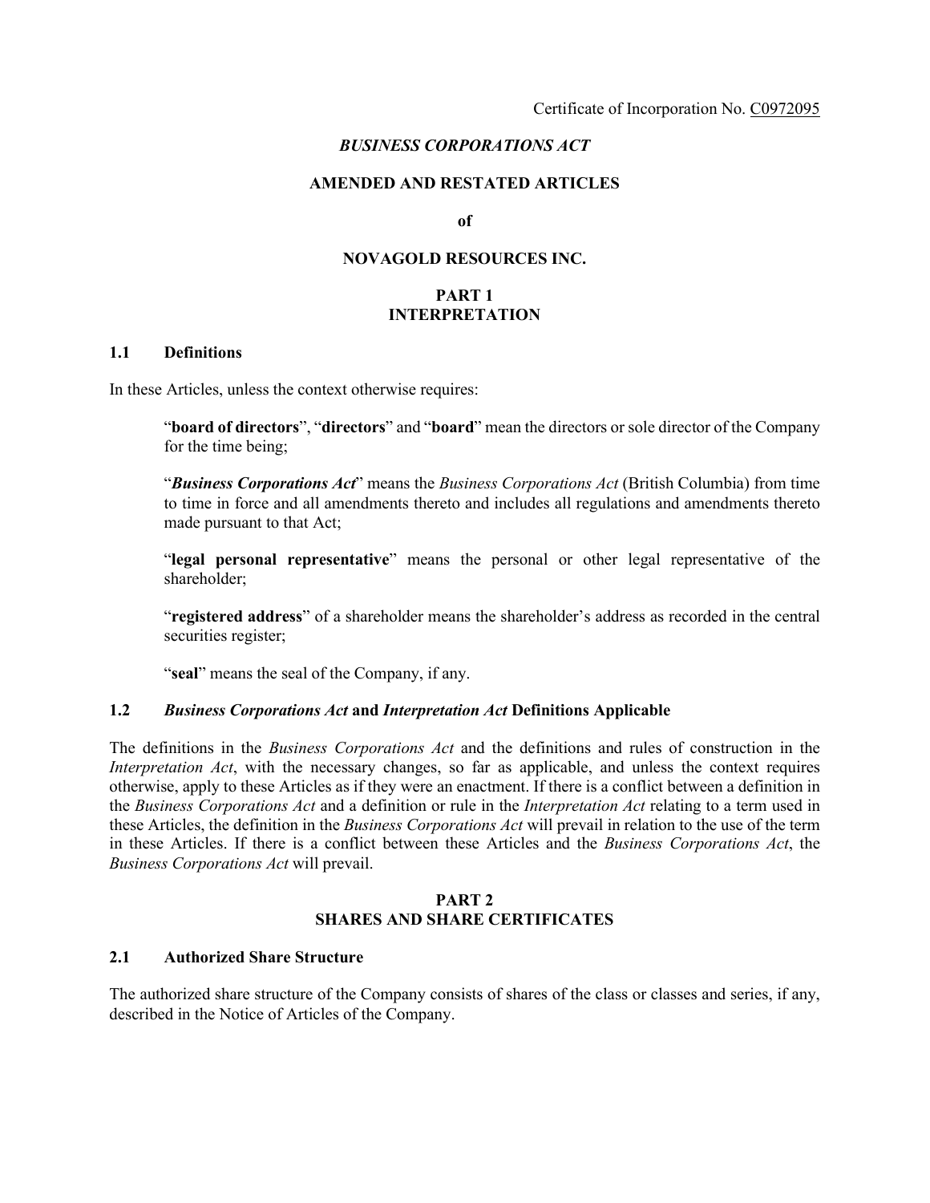Certificate of Incorporation No. C0972095

# *BUSINESS CORPORATIONS ACT*

# AMENDED AND RESTATED ARTICLES

**of**

# NOVAGOLD RESOURCES INC.

## PART 1
## INTERPRETATION

### 1.1 Definitions

In these Articles, unless the context otherwise requires:

> "**board of directors**", "**directors**" and "**board**" mean the directors or sole director of the Company for the time being;
>
> "***Business Corporations Act***" means the *Business Corporations Act* (British Columbia) from time to time in force and all amendments thereto and includes all regulations and amendments thereto made pursuant to that Act;
>
> "**legal personal representative**" means the personal or other legal representative of the shareholder;
>
> "**registered address**" of a shareholder means the shareholder's address as recorded in the central securities register;
>
> "**seal**" means the seal of the Company, if any.

### 1.2 *Business Corporations Act* and *Interpretation Act* Definitions Applicable

The definitions in the *Business Corporations Act* and the definitions and rules of construction in the *Interpretation Act*, with the necessary changes, so far as applicable, and unless the context requires otherwise, apply to these Articles as if they were an enactment. If there is a conflict between a definition in the *Business Corporations Act* and a definition or rule in the *Interpretation Act* relating to a term used in these Articles, the definition in the *Business Corporations Act* will prevail in relation to the use of the term in these Articles. If there is a conflict between these Articles and the *Business Corporations Act*, the *Business Corporations Act* will prevail.

## PART 2
## SHARES AND SHARE CERTIFICATES

### 2.1 Authorized Share Structure

The authorized share structure of the Company consists of shares of the class or classes and series, if any, described in the Notice of Articles of the Company.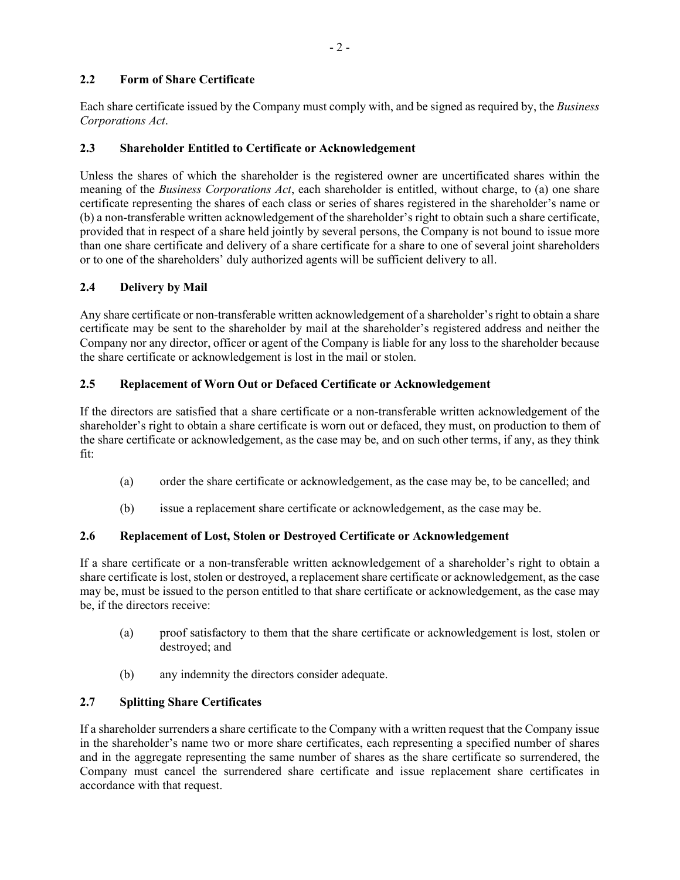### 2.2 Form of Share Certificate

Each share certificate issued by the Company must comply with, and be signed as required by, the *Business Corporations Act*.

### 2.3 Shareholder Entitled to Certificate or Acknowledgement

Unless the shares of which the shareholder is the registered owner are uncertificated shares within the meaning of the *Business Corporations Act*, each shareholder is entitled, without charge, to (a) one share certificate representing the shares of each class or series of shares registered in the shareholder's name or (b) a non-transferable written acknowledgement of the shareholder's right to obtain such a share certificate, provided that in respect of a share held jointly by several persons, the Company is not bound to issue more than one share certificate and delivery of a share certificate for a share to one of several joint shareholders or to one of the shareholders' duly authorized agents will be sufficient delivery to all.

### 2.4 Delivery by Mail

Any share certificate or non-transferable written acknowledgement of a shareholder's right to obtain a share certificate may be sent to the shareholder by mail at the shareholder's registered address and neither the Company nor any director, officer or agent of the Company is liable for any loss to the shareholder because the share certificate or acknowledgement is lost in the mail or stolen.

### 2.5 Replacement of Worn Out or Defaced Certificate or Acknowledgement

If the directors are satisfied that a share certificate or a non-transferable written acknowledgement of the shareholder's right to obtain a share certificate is worn out or defaced, they must, on production to them of the share certificate or acknowledgement, as the case may be, and on such other terms, if any, as they think fit:

(a) order the share certificate or acknowledgement, as the case may be, to be cancelled; and

(b) issue a replacement share certificate or acknowledgement, as the case may be.

### 2.6 Replacement of Lost, Stolen or Destroyed Certificate or Acknowledgement

If a share certificate or a non-transferable written acknowledgement of a shareholder's right to obtain a share certificate is lost, stolen or destroyed, a replacement share certificate or acknowledgement, as the case may be, must be issued to the person entitled to that share certificate or acknowledgement, as the case may be, if the directors receive:

(a) proof satisfactory to them that the share certificate or acknowledgement is lost, stolen or destroyed; and

(b) any indemnity the directors consider adequate.

### 2.7 Splitting Share Certificates

If a shareholder surrenders a share certificate to the Company with a written request that the Company issue in the shareholder's name two or more share certificates, each representing a specified number of shares and in the aggregate representing the same number of shares as the share certificate so surrendered, the Company must cancel the surrendered share certificate and issue replacement share certificates in accordance with that request.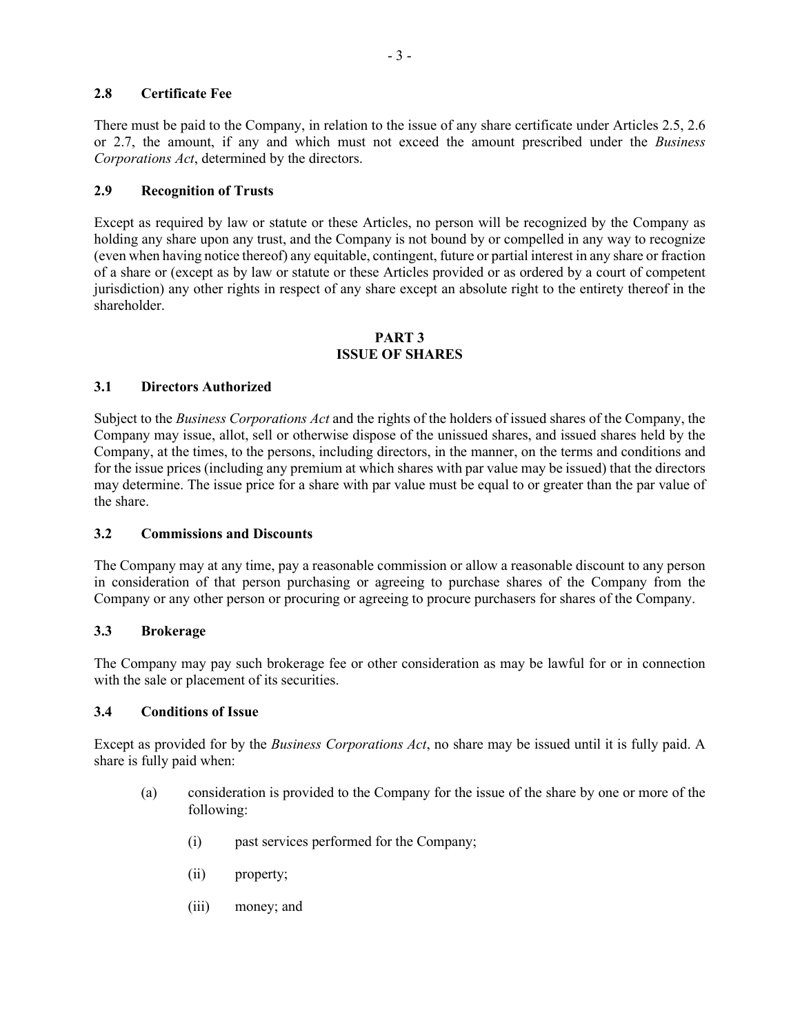### 2.8 Certificate Fee

There must be paid to the Company, in relation to the issue of any share certificate under Articles 2.5, 2.6 or 2.7, the amount, if any and which must not exceed the amount prescribed under the *Business Corporations Act*, determined by the directors.

### 2.9 Recognition of Trusts

Except as required by law or statute or these Articles, no person will be recognized by the Company as holding any share upon any trust, and the Company is not bound by or compelled in any way to recognize (even when having notice thereof) any equitable, contingent, future or partial interest in any share or fraction of a share or (except as by law or statute or these Articles provided or as ordered by a court of competent jurisdiction) any other rights in respect of any share except an absolute right to the entirety thereof in the shareholder.

## PART 3
## ISSUE OF SHARES

### 3.1 Directors Authorized

Subject to the *Business Corporations Act* and the rights of the holders of issued shares of the Company, the Company may issue, allot, sell or otherwise dispose of the unissued shares, and issued shares held by the Company, at the times, to the persons, including directors, in the manner, on the terms and conditions and for the issue prices (including any premium at which shares with par value may be issued) that the directors may determine. The issue price for a share with par value must be equal to or greater than the par value of the share.

### 3.2 Commissions and Discounts

The Company may at any time, pay a reasonable commission or allow a reasonable discount to any person in consideration of that person purchasing or agreeing to purchase shares of the Company from the Company or any other person or procuring or agreeing to procure purchasers for shares of the Company.

### 3.3 Brokerage

The Company may pay such brokerage fee or other consideration as may be lawful for or in connection with the sale or placement of its securities.

### 3.4 Conditions of Issue

Except as provided for by the *Business Corporations Act*, no share may be issued until it is fully paid. A share is fully paid when:

(a) consideration is provided to the Company for the issue of the share by one or more of the following:

(i) past services performed for the Company;

(ii) property;

(iii) money; and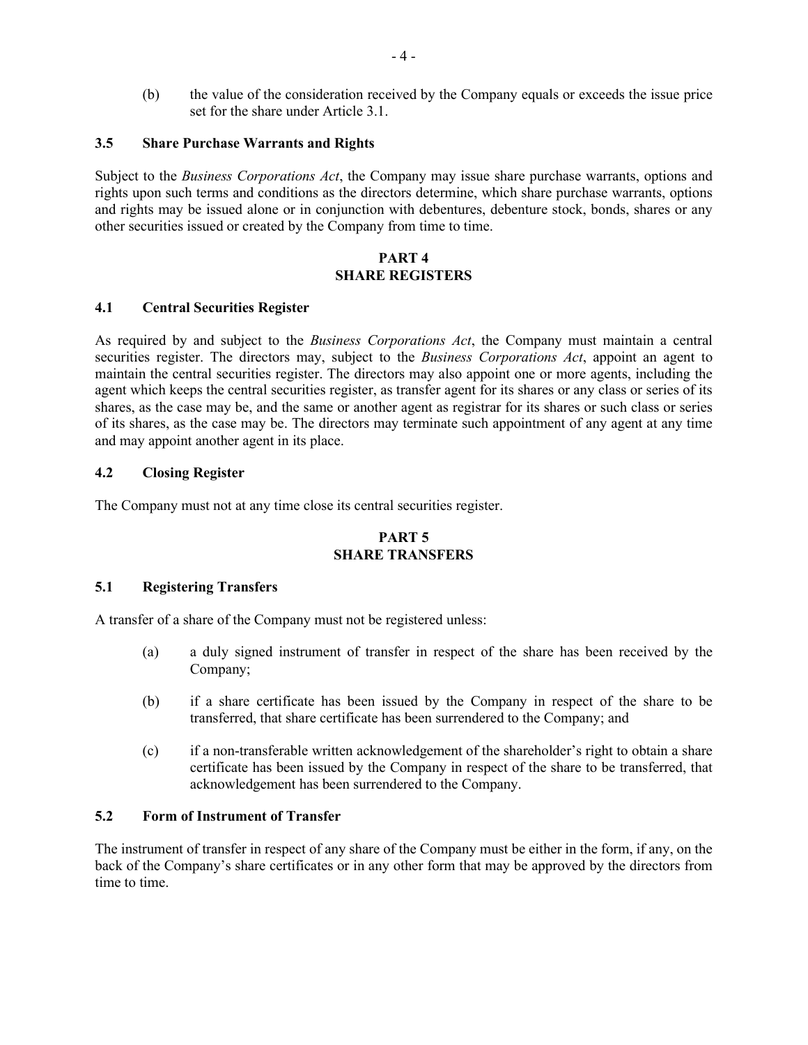(b) the value of the consideration received by the Company equals or exceeds the issue price set for the share under Article 3.1.

### 3.5 Share Purchase Warrants and Rights

Subject to the *Business Corporations Act*, the Company may issue share purchase warrants, options and rights upon such terms and conditions as the directors determine, which share purchase warrants, options and rights may be issued alone or in conjunction with debentures, debenture stock, bonds, shares or any other securities issued or created by the Company from time to time.

## PART 4
## SHARE REGISTERS

### 4.1 Central Securities Register

As required by and subject to the *Business Corporations Act*, the Company must maintain a central securities register. The directors may, subject to the *Business Corporations Act*, appoint an agent to maintain the central securities register. The directors may also appoint one or more agents, including the agent which keeps the central securities register, as transfer agent for its shares or any class or series of its shares, as the case may be, and the same or another agent as registrar for its shares or such class or series of its shares, as the case may be. The directors may terminate such appointment of any agent at any time and may appoint another agent in its place.

### 4.2 Closing Register

The Company must not at any time close its central securities register.

## PART 5
## SHARE TRANSFERS

### 5.1 Registering Transfers

A transfer of a share of the Company must not be registered unless:

(a) a duly signed instrument of transfer in respect of the share has been received by the Company;

(b) if a share certificate has been issued by the Company in respect of the share to be transferred, that share certificate has been surrendered to the Company; and

(c) if a non-transferable written acknowledgement of the shareholder's right to obtain a share certificate has been issued by the Company in respect of the share to be transferred, that acknowledgement has been surrendered to the Company.

### 5.2 Form of Instrument of Transfer

The instrument of transfer in respect of any share of the Company must be either in the form, if any, on the back of the Company's share certificates or in any other form that may be approved by the directors from time to time.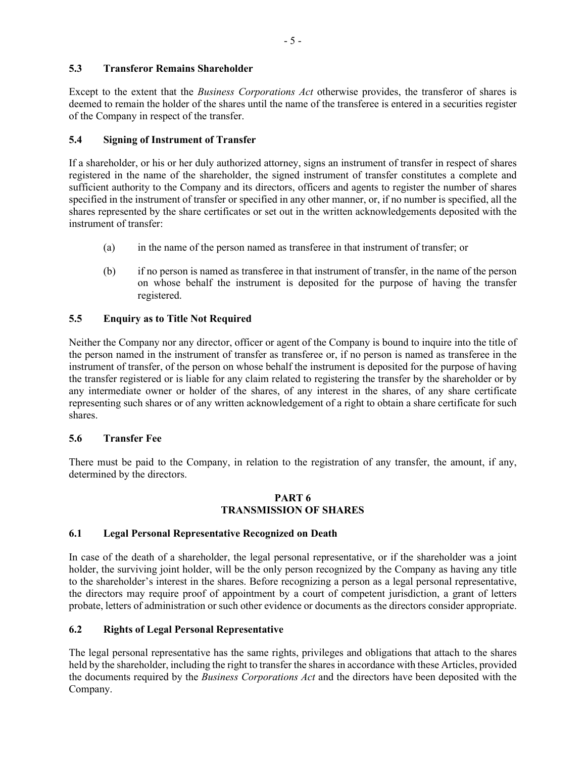### 5.3 Transferor Remains Shareholder

Except to the extent that the *Business Corporations Act* otherwise provides, the transferor of shares is deemed to remain the holder of the shares until the name of the transferee is entered in a securities register of the Company in respect of the transfer.

### 5.4 Signing of Instrument of Transfer

If a shareholder, or his or her duly authorized attorney, signs an instrument of transfer in respect of shares registered in the name of the shareholder, the signed instrument of transfer constitutes a complete and sufficient authority to the Company and its directors, officers and agents to register the number of shares specified in the instrument of transfer or specified in any other manner, or, if no number is specified, all the shares represented by the share certificates or set out in the written acknowledgements deposited with the instrument of transfer:

(a) in the name of the person named as transferee in that instrument of transfer; or

(b) if no person is named as transferee in that instrument of transfer, in the name of the person on whose behalf the instrument is deposited for the purpose of having the transfer registered.

### 5.5 Enquiry as to Title Not Required

Neither the Company nor any director, officer or agent of the Company is bound to inquire into the title of the person named in the instrument of transfer as transferee or, if no person is named as transferee in the instrument of transfer, of the person on whose behalf the instrument is deposited for the purpose of having the transfer registered or is liable for any claim related to registering the transfer by the shareholder or by any intermediate owner or holder of the shares, of any interest in the shares, of any share certificate representing such shares or of any written acknowledgement of a right to obtain a share certificate for such shares.

### 5.6 Transfer Fee

There must be paid to the Company, in relation to the registration of any transfer, the amount, if any, determined by the directors.

## PART 6
## TRANSMISSION OF SHARES

### 6.1 Legal Personal Representative Recognized on Death

In case of the death of a shareholder, the legal personal representative, or if the shareholder was a joint holder, the surviving joint holder, will be the only person recognized by the Company as having any title to the shareholder's interest in the shares. Before recognizing a person as a legal personal representative, the directors may require proof of appointment by a court of competent jurisdiction, a grant of letters probate, letters of administration or such other evidence or documents as the directors consider appropriate.

### 6.2 Rights of Legal Personal Representative

The legal personal representative has the same rights, privileges and obligations that attach to the shares held by the shareholder, including the right to transfer the shares in accordance with these Articles, provided the documents required by the *Business Corporations Act* and the directors have been deposited with the Company.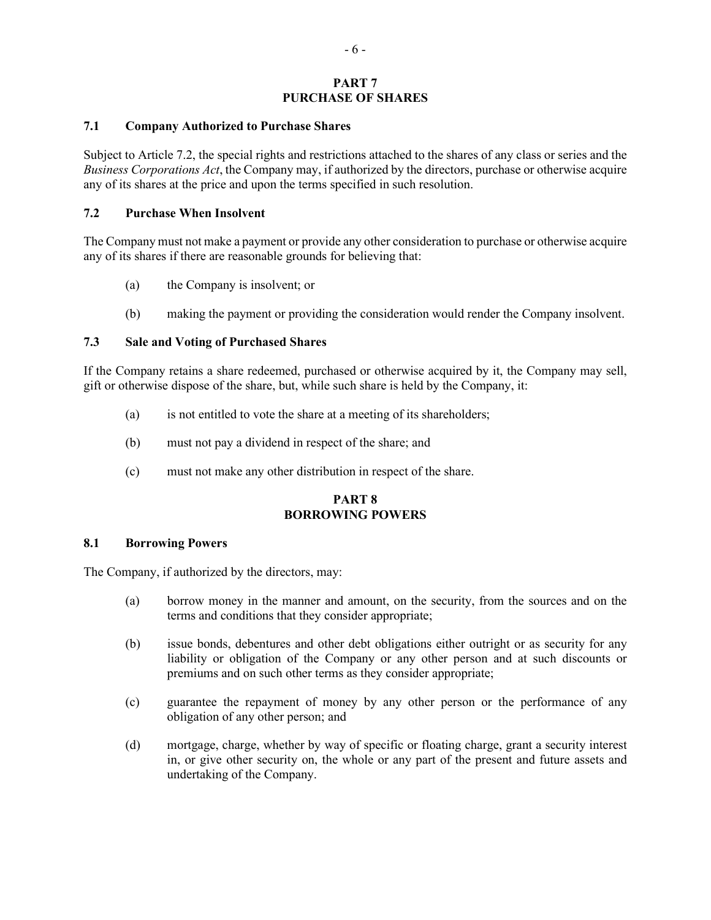# PART 7
# PURCHASE OF SHARES

### 7.1 Company Authorized to Purchase Shares

Subject to Article 7.2, the special rights and restrictions attached to the shares of any class or series and the *Business Corporations Act*, the Company may, if authorized by the directors, purchase or otherwise acquire any of its shares at the price and upon the terms specified in such resolution.

### 7.2 Purchase When Insolvent

The Company must not make a payment or provide any other consideration to purchase or otherwise acquire any of its shares if there are reasonable grounds for believing that:

(a) the Company is insolvent; or

(b) making the payment or providing the consideration would render the Company insolvent.

### 7.3 Sale and Voting of Purchased Shares

If the Company retains a share redeemed, purchased or otherwise acquired by it, the Company may sell, gift or otherwise dispose of the share, but, while such share is held by the Company, it:

(a) is not entitled to vote the share at a meeting of its shareholders;

(b) must not pay a dividend in respect of the share; and

(c) must not make any other distribution in respect of the share.

# PART 8
# BORROWING POWERS

### 8.1 Borrowing Powers

The Company, if authorized by the directors, may:

(a) borrow money in the manner and amount, on the security, from the sources and on the terms and conditions that they consider appropriate;

(b) issue bonds, debentures and other debt obligations either outright or as security for any liability or obligation of the Company or any other person and at such discounts or premiums and on such other terms as they consider appropriate;

(c) guarantee the repayment of money by any other person or the performance of any obligation of any other person; and

(d) mortgage, charge, whether by way of specific or floating charge, grant a security interest in, or give other security on, the whole or any part of the present and future assets and undertaking of the Company.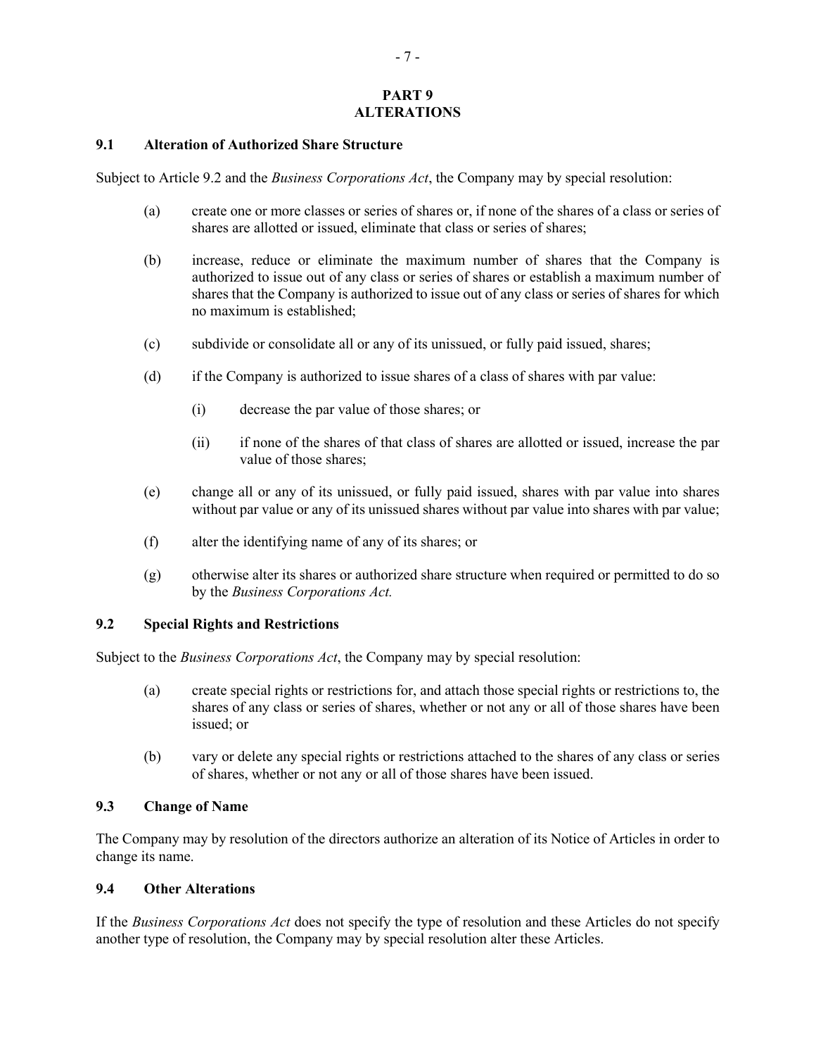# PART 9
# ALTERATIONS

## 9.1 Alteration of Authorized Share Structure

Subject to Article 9.2 and the *Business Corporations Act*, the Company may by special resolution:

(a) create one or more classes or series of shares or, if none of the shares of a class or series of shares are allotted or issued, eliminate that class or series of shares;

(b) increase, reduce or eliminate the maximum number of shares that the Company is authorized to issue out of any class or series of shares or establish a maximum number of shares that the Company is authorized to issue out of any class or series of shares for which no maximum is established;

(c) subdivide or consolidate all or any of its unissued, or fully paid issued, shares;

(d) if the Company is authorized to issue shares of a class of shares with par value:

  (i) decrease the par value of those shares; or

  (ii) if none of the shares of that class of shares are allotted or issued, increase the par value of those shares;

(e) change all or any of its unissued, or fully paid issued, shares with par value into shares without par value or any of its unissued shares without par value into shares with par value;

(f) alter the identifying name of any of its shares; or

(g) otherwise alter its shares or authorized share structure when required or permitted to do so by the *Business Corporations Act.*

## 9.2 Special Rights and Restrictions

Subject to the *Business Corporations Act*, the Company may by special resolution:

(a) create special rights or restrictions for, and attach those special rights or restrictions to, the shares of any class or series of shares, whether or not any or all of those shares have been issued; or

(b) vary or delete any special rights or restrictions attached to the shares of any class or series of shares, whether or not any or all of those shares have been issued.

## 9.3 Change of Name

The Company may by resolution of the directors authorize an alteration of its Notice of Articles in order to change its name.

## 9.4 Other Alterations

If the *Business Corporations Act* does not specify the type of resolution and these Articles do not specify another type of resolution, the Company may by special resolution alter these Articles.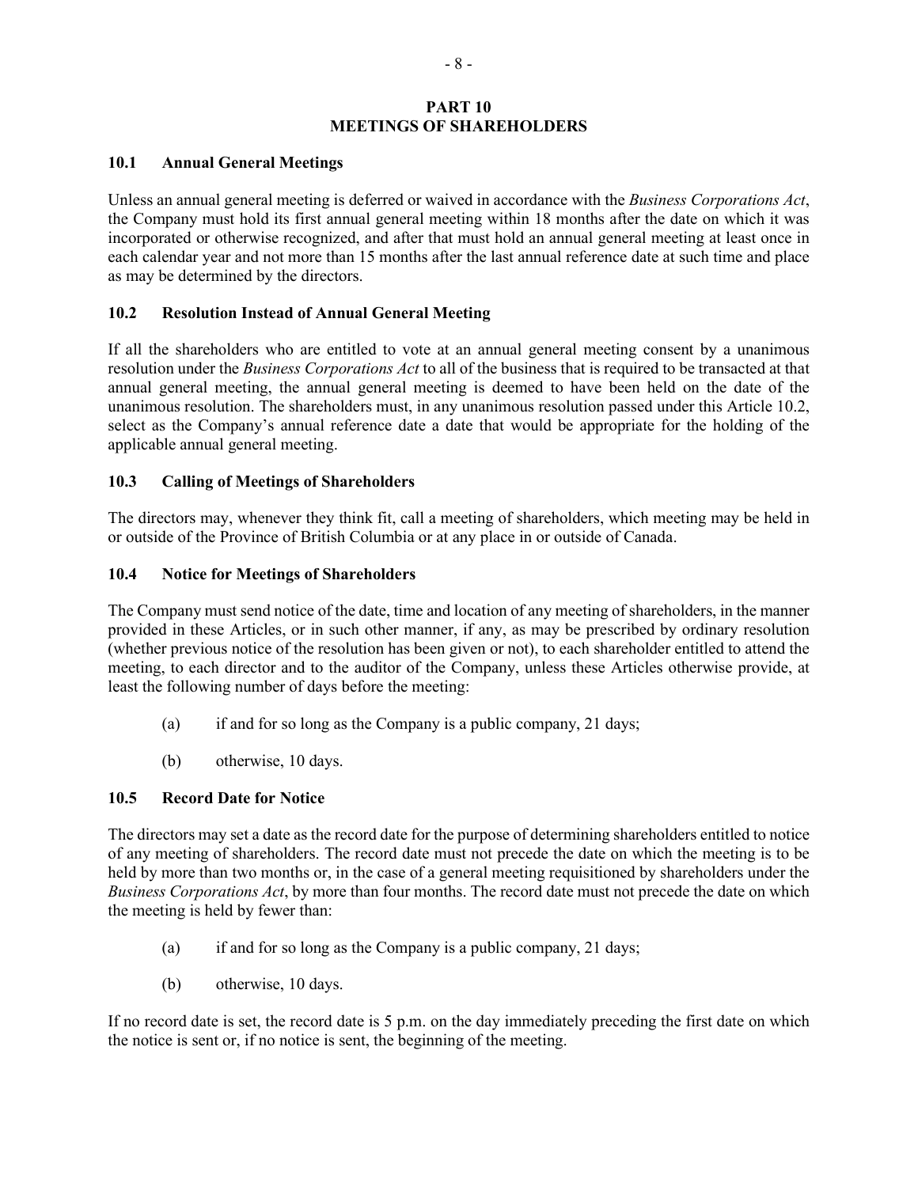## PART 10
## MEETINGS OF SHAREHOLDERS

### 10.1 Annual General Meetings

Unless an annual general meeting is deferred or waived in accordance with the *Business Corporations Act*, the Company must hold its first annual general meeting within 18 months after the date on which it was incorporated or otherwise recognized, and after that must hold an annual general meeting at least once in each calendar year and not more than 15 months after the last annual reference date at such time and place as may be determined by the directors.

### 10.2 Resolution Instead of Annual General Meeting

If all the shareholders who are entitled to vote at an annual general meeting consent by a unanimous resolution under the *Business Corporations Act* to all of the business that is required to be transacted at that annual general meeting, the annual general meeting is deemed to have been held on the date of the unanimous resolution. The shareholders must, in any unanimous resolution passed under this Article 10.2, select as the Company's annual reference date a date that would be appropriate for the holding of the applicable annual general meeting.

### 10.3 Calling of Meetings of Shareholders

The directors may, whenever they think fit, call a meeting of shareholders, which meeting may be held in or outside of the Province of British Columbia or at any place in or outside of Canada.

### 10.4 Notice for Meetings of Shareholders

The Company must send notice of the date, time and location of any meeting of shareholders, in the manner provided in these Articles, or in such other manner, if any, as may be prescribed by ordinary resolution (whether previous notice of the resolution has been given or not), to each shareholder entitled to attend the meeting, to each director and to the auditor of the Company, unless these Articles otherwise provide, at least the following number of days before the meeting:

(a) if and for so long as the Company is a public company, 21 days;

(b) otherwise, 10 days.

### 10.5 Record Date for Notice

The directors may set a date as the record date for the purpose of determining shareholders entitled to notice of any meeting of shareholders. The record date must not precede the date on which the meeting is to be held by more than two months or, in the case of a general meeting requisitioned by shareholders under the *Business Corporations Act*, by more than four months. The record date must not precede the date on which the meeting is held by fewer than:

(a) if and for so long as the Company is a public company, 21 days;

(b) otherwise, 10 days.

If no record date is set, the record date is 5 p.m. on the day immediately preceding the first date on which the notice is sent or, if no notice is sent, the beginning of the meeting.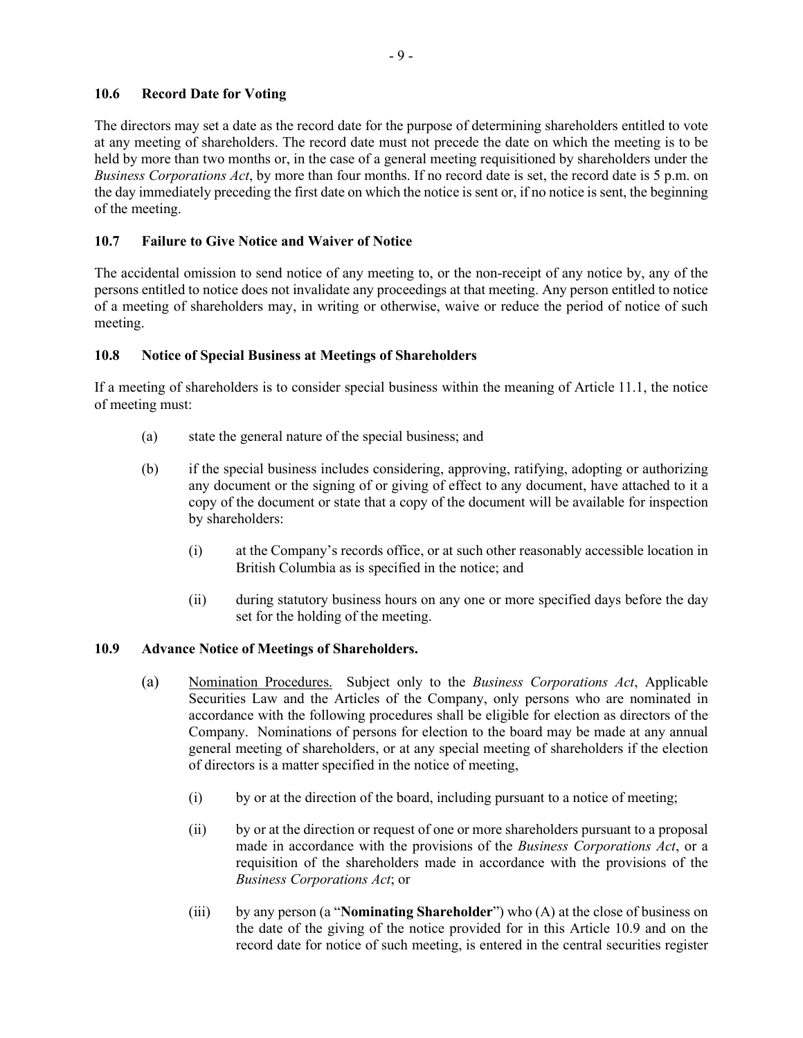### 10.6 Record Date for Voting

The directors may set a date as the record date for the purpose of determining shareholders entitled to vote at any meeting of shareholders. The record date must not precede the date on which the meeting is to be held by more than two months or, in the case of a general meeting requisitioned by shareholders under the *Business Corporations Act*, by more than four months. If no record date is set, the record date is 5 p.m. on the day immediately preceding the first date on which the notice is sent or, if no notice is sent, the beginning of the meeting.

### 10.7 Failure to Give Notice and Waiver of Notice

The accidental omission to send notice of any meeting to, or the non-receipt of any notice by, any of the persons entitled to notice does not invalidate any proceedings at that meeting. Any person entitled to notice of a meeting of shareholders may, in writing or otherwise, waive or reduce the period of notice of such meeting.

### 10.8 Notice of Special Business at Meetings of Shareholders

If a meeting of shareholders is to consider special business within the meaning of Article 11.1, the notice of meeting must:

(a) state the general nature of the special business; and

(b) if the special business includes considering, approving, ratifying, adopting or authorizing any document or the signing of or giving of effect to any document, have attached to it a copy of the document or state that a copy of the document will be available for inspection by shareholders:

  (i) at the Company's records office, or at such other reasonably accessible location in British Columbia as is specified in the notice; and

  (ii) during statutory business hours on any one or more specified days before the day set for the holding of the meeting.

### 10.9 Advance Notice of Meetings of Shareholders.

(a) Nomination Procedures. Subject only to the *Business Corporations Act*, Applicable Securities Law and the Articles of the Company, only persons who are nominated in accordance with the following procedures shall be eligible for election as directors of the Company. Nominations of persons for election to the board may be made at any annual general meeting of shareholders, or at any special meeting of shareholders if the election of directors is a matter specified in the notice of meeting,

  (i) by or at the direction of the board, including pursuant to a notice of meeting;

  (ii) by or at the direction or request of one or more shareholders pursuant to a proposal made in accordance with the provisions of the *Business Corporations Act*, or a requisition of the shareholders made in accordance with the provisions of the *Business Corporations Act*; or

  (iii) by any person (a "**Nominating Shareholder**") who (A) at the close of business on the date of the giving of the notice provided for in this Article 10.9 and on the record date for notice of such meeting, is entered in the central securities register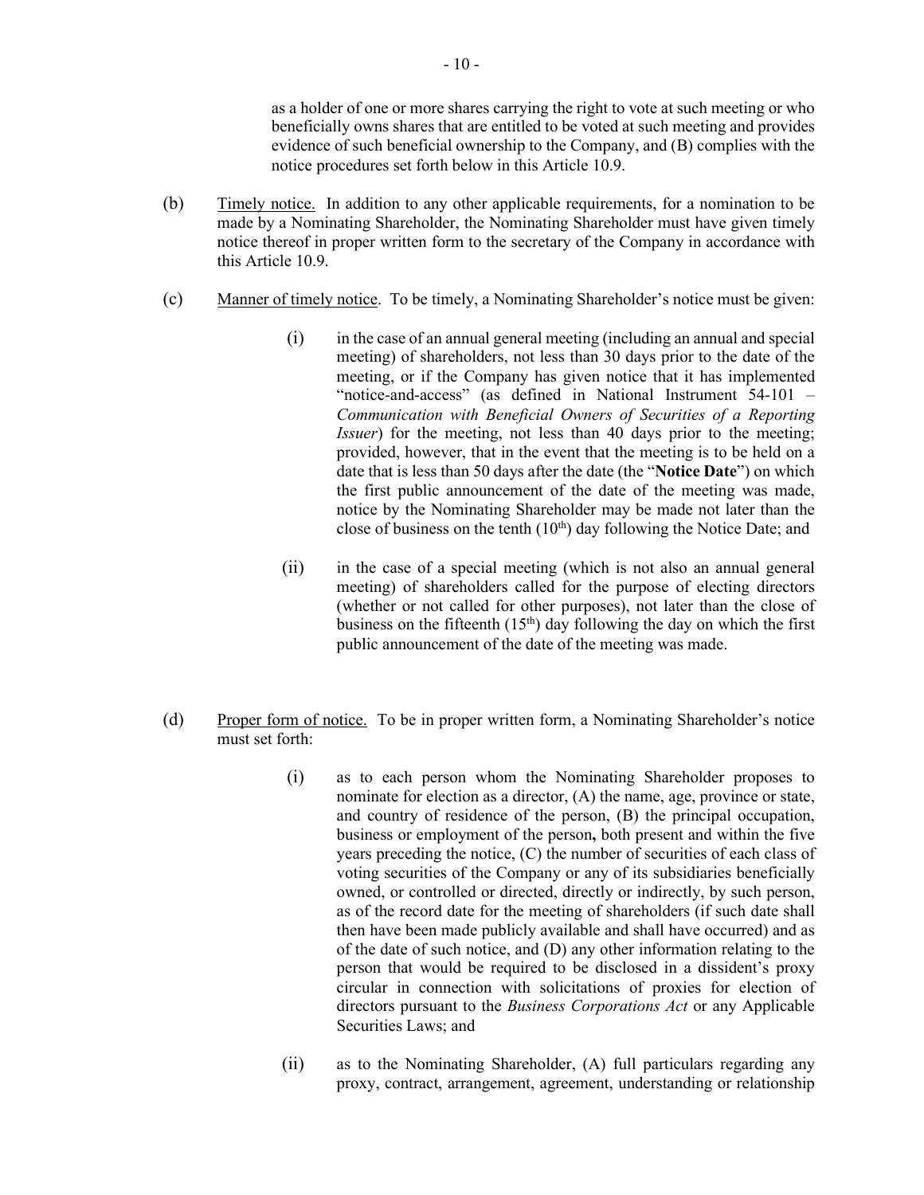as a holder of one or more shares carrying the right to vote at such meeting or who beneficially owns shares that are entitled to be voted at such meeting and provides evidence of such beneficial ownership to the Company, and (B) complies with the notice procedures set forth below in this Article 10.9.

(b) Timely notice. In addition to any other applicable requirements, for a nomination to be made by a Nominating Shareholder, the Nominating Shareholder must have given timely notice thereof in proper written form to the secretary of the Company in accordance with this Article 10.9.

(c) Manner of timely notice. To be timely, a Nominating Shareholder's notice must be given:

(i) in the case of an annual general meeting (including an annual and special meeting) of shareholders, not less than 30 days prior to the date of the meeting, or if the Company has given notice that it has implemented "notice-and-access" (as defined in National Instrument 54-101 – *Communication with Beneficial Owners of Securities of a Reporting Issuer*) for the meeting, not less than 40 days prior to the meeting; provided, however, that in the event that the meeting is to be held on a date that is less than 50 days after the date (the "**Notice Date**") on which the first public announcement of the date of the meeting was made, notice by the Nominating Shareholder may be made not later than the close of business on the tenth (10th) day following the Notice Date; and

(ii) in the case of a special meeting (which is not also an annual general meeting) of shareholders called for the purpose of electing directors (whether or not called for other purposes), not later than the close of business on the fifteenth (15th) day following the day on which the first public announcement of the date of the meeting was made.

(d) Proper form of notice. To be in proper written form, a Nominating Shareholder's notice must set forth:

(i) as to each person whom the Nominating Shareholder proposes to nominate for election as a director, (A) the name, age, province or state, and country of residence of the person, (B) the principal occupation, business or employment of the person**,** both present and within the five years preceding the notice, (C) the number of securities of each class of voting securities of the Company or any of its subsidiaries beneficially owned, or controlled or directed, directly or indirectly, by such person, as of the record date for the meeting of shareholders (if such date shall then have been made publicly available and shall have occurred) and as of the date of such notice, and (D) any other information relating to the person that would be required to be disclosed in a dissident's proxy circular in connection with solicitations of proxies for election of directors pursuant to the *Business Corporations Act* or any Applicable Securities Laws; and

(ii) as to the Nominating Shareholder, (A) full particulars regarding any proxy, contract, arrangement, agreement, understanding or relationship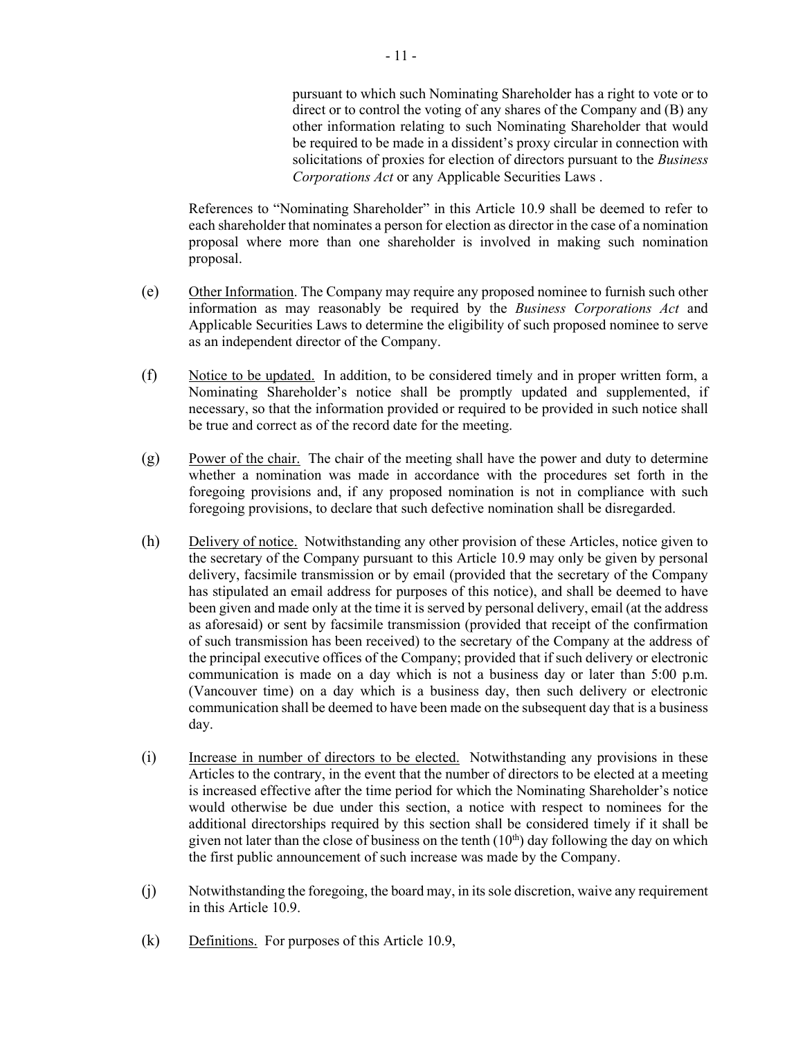pursuant to which such Nominating Shareholder has a right to vote or to direct or to control the voting of any shares of the Company and (B) any other information relating to such Nominating Shareholder that would be required to be made in a dissident's proxy circular in connection with solicitations of proxies for election of directors pursuant to the *Business Corporations Act* or any Applicable Securities Laws .

References to "Nominating Shareholder" in this Article 10.9 shall be deemed to refer to each shareholder that nominates a person for election as director in the case of a nomination proposal where more than one shareholder is involved in making such nomination proposal.

(e) Other Information. The Company may require any proposed nominee to furnish such other information as may reasonably be required by the *Business Corporations Act* and Applicable Securities Laws to determine the eligibility of such proposed nominee to serve as an independent director of the Company.

(f) Notice to be updated. In addition, to be considered timely and in proper written form, a Nominating Shareholder's notice shall be promptly updated and supplemented, if necessary, so that the information provided or required to be provided in such notice shall be true and correct as of the record date for the meeting.

(g) Power of the chair. The chair of the meeting shall have the power and duty to determine whether a nomination was made in accordance with the procedures set forth in the foregoing provisions and, if any proposed nomination is not in compliance with such foregoing provisions, to declare that such defective nomination shall be disregarded.

(h) Delivery of notice. Notwithstanding any other provision of these Articles, notice given to the secretary of the Company pursuant to this Article 10.9 may only be given by personal delivery, facsimile transmission or by email (provided that the secretary of the Company has stipulated an email address for purposes of this notice), and shall be deemed to have been given and made only at the time it is served by personal delivery, email (at the address as aforesaid) or sent by facsimile transmission (provided that receipt of the confirmation of such transmission has been received) to the secretary of the Company at the address of the principal executive offices of the Company; provided that if such delivery or electronic communication is made on a day which is not a business day or later than 5:00 p.m. (Vancouver time) on a day which is a business day, then such delivery or electronic communication shall be deemed to have been made on the subsequent day that is a business day.

(i) Increase in number of directors to be elected. Notwithstanding any provisions in these Articles to the contrary, in the event that the number of directors to be elected at a meeting is increased effective after the time period for which the Nominating Shareholder's notice would otherwise be due under this section, a notice with respect to nominees for the additional directorships required by this section shall be considered timely if it shall be given not later than the close of business on the tenth (10th) day following the day on which the first public announcement of such increase was made by the Company.

(j) Notwithstanding the foregoing, the board may, in its sole discretion, waive any requirement in this Article 10.9.

(k) Definitions. For purposes of this Article 10.9,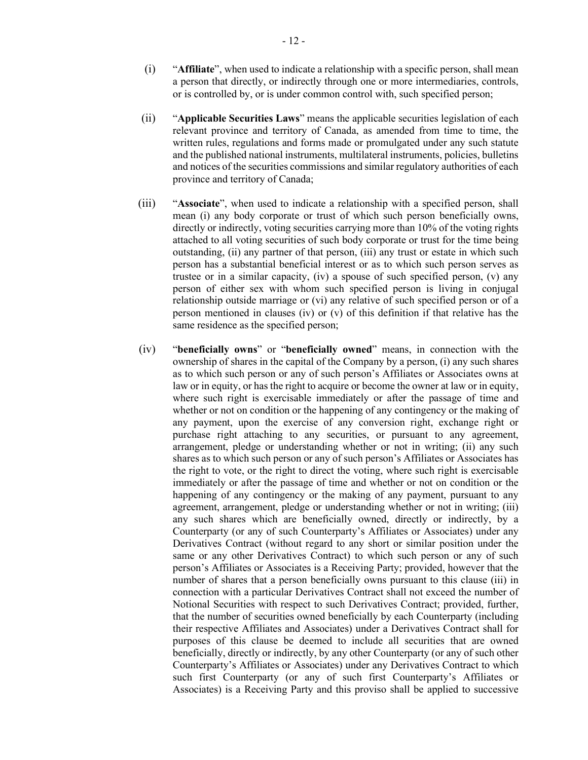(i) "**Affiliate**", when used to indicate a relationship with a specific person, shall mean a person that directly, or indirectly through one or more intermediaries, controls, or is controlled by, or is under common control with, such specified person;

(ii) "**Applicable Securities Laws**" means the applicable securities legislation of each relevant province and territory of Canada, as amended from time to time, the written rules, regulations and forms made or promulgated under any such statute and the published national instruments, multilateral instruments, policies, bulletins and notices of the securities commissions and similar regulatory authorities of each province and territory of Canada;

(iii) "**Associate**", when used to indicate a relationship with a specified person, shall mean (i) any body corporate or trust of which such person beneficially owns, directly or indirectly, voting securities carrying more than 10% of the voting rights attached to all voting securities of such body corporate or trust for the time being outstanding, (ii) any partner of that person, (iii) any trust or estate in which such person has a substantial beneficial interest or as to which such person serves as trustee or in a similar capacity, (iv) a spouse of such specified person, (v) any person of either sex with whom such specified person is living in conjugal relationship outside marriage or (vi) any relative of such specified person or of a person mentioned in clauses (iv) or (v) of this definition if that relative has the same residence as the specified person;

(iv) "**beneficially owns**" or "**beneficially owned**" means, in connection with the ownership of shares in the capital of the Company by a person, (i) any such shares as to which such person or any of such person's Affiliates or Associates owns at law or in equity, or has the right to acquire or become the owner at law or in equity, where such right is exercisable immediately or after the passage of time and whether or not on condition or the happening of any contingency or the making of any payment, upon the exercise of any conversion right, exchange right or purchase right attaching to any securities, or pursuant to any agreement, arrangement, pledge or understanding whether or not in writing; (ii) any such shares as to which such person or any of such person's Affiliates or Associates has the right to vote, or the right to direct the voting, where such right is exercisable immediately or after the passage of time and whether or not on condition or the happening of any contingency or the making of any payment, pursuant to any agreement, arrangement, pledge or understanding whether or not in writing; (iii) any such shares which are beneficially owned, directly or indirectly, by a Counterparty (or any of such Counterparty's Affiliates or Associates) under any Derivatives Contract (without regard to any short or similar position under the same or any other Derivatives Contract) to which such person or any of such person's Affiliates or Associates is a Receiving Party; provided, however that the number of shares that a person beneficially owns pursuant to this clause (iii) in connection with a particular Derivatives Contract shall not exceed the number of Notional Securities with respect to such Derivatives Contract; provided, further, that the number of securities owned beneficially by each Counterparty (including their respective Affiliates and Associates) under a Derivatives Contract shall for purposes of this clause be deemed to include all securities that are owned beneficially, directly or indirectly, by any other Counterparty (or any of such other Counterparty's Affiliates or Associates) under any Derivatives Contract to which such first Counterparty (or any of such first Counterparty's Affiliates or Associates) is a Receiving Party and this proviso shall be applied to successive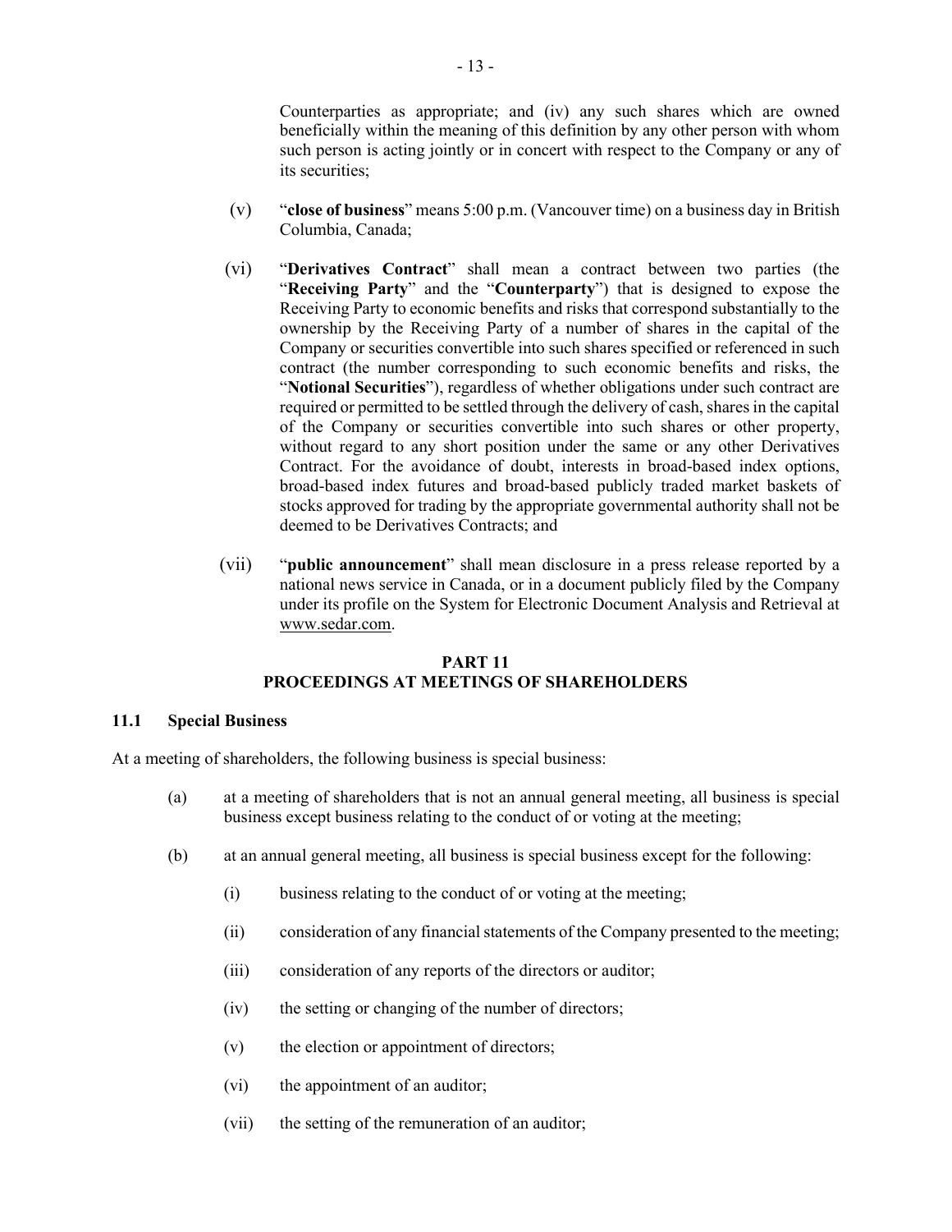Counterparties as appropriate; and (iv) any such shares which are owned beneficially within the meaning of this definition by any other person with whom such person is acting jointly or in concert with respect to the Company or any of its securities;

(v) "**close of business**" means 5:00 p.m. (Vancouver time) on a business day in British Columbia, Canada;

(vi) "**Derivatives Contract**" shall mean a contract between two parties (the "**Receiving Party**" and the "**Counterparty**") that is designed to expose the Receiving Party to economic benefits and risks that correspond substantially to the ownership by the Receiving Party of a number of shares in the capital of the Company or securities convertible into such shares specified or referenced in such contract (the number corresponding to such economic benefits and risks, the "**Notional Securities**"), regardless of whether obligations under such contract are required or permitted to be settled through the delivery of cash, shares in the capital of the Company or securities convertible into such shares or other property, without regard to any short position under the same or any other Derivatives Contract. For the avoidance of doubt, interests in broad-based index options, broad-based index futures and broad-based publicly traded market baskets of stocks approved for trading by the appropriate governmental authority shall not be deemed to be Derivatives Contracts; and

(vii) "**public announcement**" shall mean disclosure in a press release reported by a national news service in Canada, or in a document publicly filed by the Company under its profile on the System for Electronic Document Analysis and Retrieval at www.sedar.com.

## PART 11
## PROCEEDINGS AT MEETINGS OF SHAREHOLDERS

### 11.1 Special Business

At a meeting of shareholders, the following business is special business:

(a) at a meeting of shareholders that is not an annual general meeting, all business is special business except business relating to the conduct of or voting at the meeting;

(b) at an annual general meeting, all business is special business except for the following:

(i) business relating to the conduct of or voting at the meeting;

(ii) consideration of any financial statements of the Company presented to the meeting;

(iii) consideration of any reports of the directors or auditor;

(iv) the setting or changing of the number of directors;

(v) the election or appointment of directors;

(vi) the appointment of an auditor;

(vii) the setting of the remuneration of an auditor;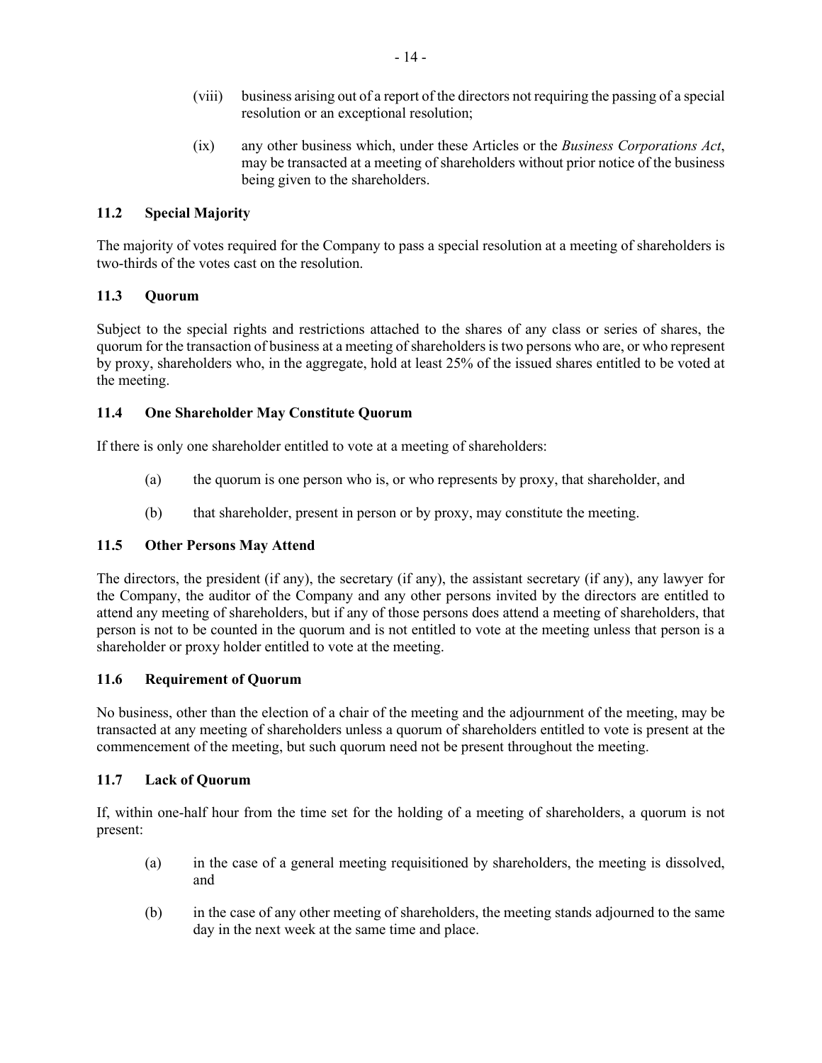(viii) business arising out of a report of the directors not requiring the passing of a special resolution or an exceptional resolution;

(ix) any other business which, under these Articles or the *Business Corporations Act*, may be transacted at a meeting of shareholders without prior notice of the business being given to the shareholders.

### 11.2 Special Majority

The majority of votes required for the Company to pass a special resolution at a meeting of shareholders is two-thirds of the votes cast on the resolution.

### 11.3 Quorum

Subject to the special rights and restrictions attached to the shares of any class or series of shares, the quorum for the transaction of business at a meeting of shareholders is two persons who are, or who represent by proxy, shareholders who, in the aggregate, hold at least 25% of the issued shares entitled to be voted at the meeting.

### 11.4 One Shareholder May Constitute Quorum

If there is only one shareholder entitled to vote at a meeting of shareholders:

(a) the quorum is one person who is, or who represents by proxy, that shareholder, and

(b) that shareholder, present in person or by proxy, may constitute the meeting.

### 11.5 Other Persons May Attend

The directors, the president (if any), the secretary (if any), the assistant secretary (if any), any lawyer for the Company, the auditor of the Company and any other persons invited by the directors are entitled to attend any meeting of shareholders, but if any of those persons does attend a meeting of shareholders, that person is not to be counted in the quorum and is not entitled to vote at the meeting unless that person is a shareholder or proxy holder entitled to vote at the meeting.

### 11.6 Requirement of Quorum

No business, other than the election of a chair of the meeting and the adjournment of the meeting, may be transacted at any meeting of shareholders unless a quorum of shareholders entitled to vote is present at the commencement of the meeting, but such quorum need not be present throughout the meeting.

### 11.7 Lack of Quorum

If, within one-half hour from the time set for the holding of a meeting of shareholders, a quorum is not present:

(a) in the case of a general meeting requisitioned by shareholders, the meeting is dissolved, and

(b) in the case of any other meeting of shareholders, the meeting stands adjourned to the same day in the next week at the same time and place.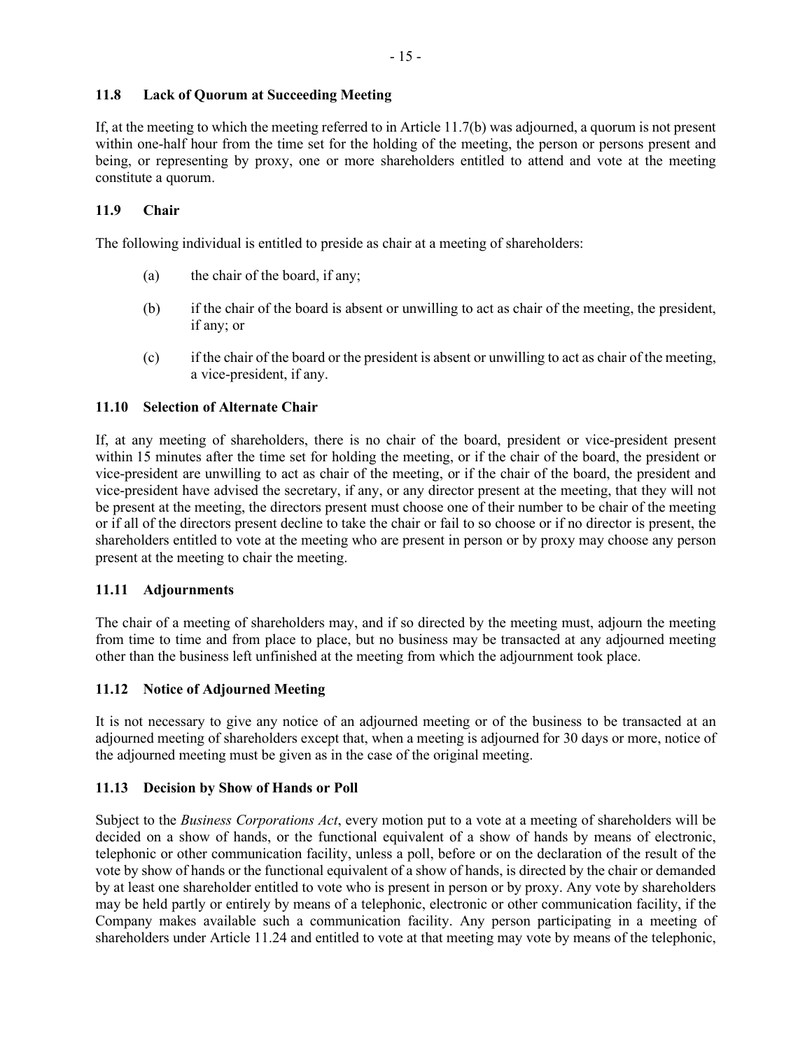### 11.8 Lack of Quorum at Succeeding Meeting

If, at the meeting to which the meeting referred to in Article 11.7(b) was adjourned, a quorum is not present within one-half hour from the time set for the holding of the meeting, the person or persons present and being, or representing by proxy, one or more shareholders entitled to attend and vote at the meeting constitute a quorum.

### 11.9 Chair

The following individual is entitled to preside as chair at a meeting of shareholders:

(a) the chair of the board, if any;

(b) if the chair of the board is absent or unwilling to act as chair of the meeting, the president, if any; or

(c) if the chair of the board or the president is absent or unwilling to act as chair of the meeting, a vice-president, if any.

### 11.10 Selection of Alternate Chair

If, at any meeting of shareholders, there is no chair of the board, president or vice-president present within 15 minutes after the time set for holding the meeting, or if the chair of the board, the president or vice-president are unwilling to act as chair of the meeting, or if the chair of the board, the president and vice-president have advised the secretary, if any, or any director present at the meeting, that they will not be present at the meeting, the directors present must choose one of their number to be chair of the meeting or if all of the directors present decline to take the chair or fail to so choose or if no director is present, the shareholders entitled to vote at the meeting who are present in person or by proxy may choose any person present at the meeting to chair the meeting.

### 11.11 Adjournments

The chair of a meeting of shareholders may, and if so directed by the meeting must, adjourn the meeting from time to time and from place to place, but no business may be transacted at any adjourned meeting other than the business left unfinished at the meeting from which the adjournment took place.

### 11.12 Notice of Adjourned Meeting

It is not necessary to give any notice of an adjourned meeting or of the business to be transacted at an adjourned meeting of shareholders except that, when a meeting is adjourned for 30 days or more, notice of the adjourned meeting must be given as in the case of the original meeting.

### 11.13 Decision by Show of Hands or Poll

Subject to the *Business Corporations Act*, every motion put to a vote at a meeting of shareholders will be decided on a show of hands, or the functional equivalent of a show of hands by means of electronic, telephonic or other communication facility, unless a poll, before or on the declaration of the result of the vote by show of hands or the functional equivalent of a show of hands, is directed by the chair or demanded by at least one shareholder entitled to vote who is present in person or by proxy. Any vote by shareholders may be held partly or entirely by means of a telephonic, electronic or other communication facility, if the Company makes available such a communication facility. Any person participating in a meeting of shareholders under Article 11.24 and entitled to vote at that meeting may vote by means of the telephonic,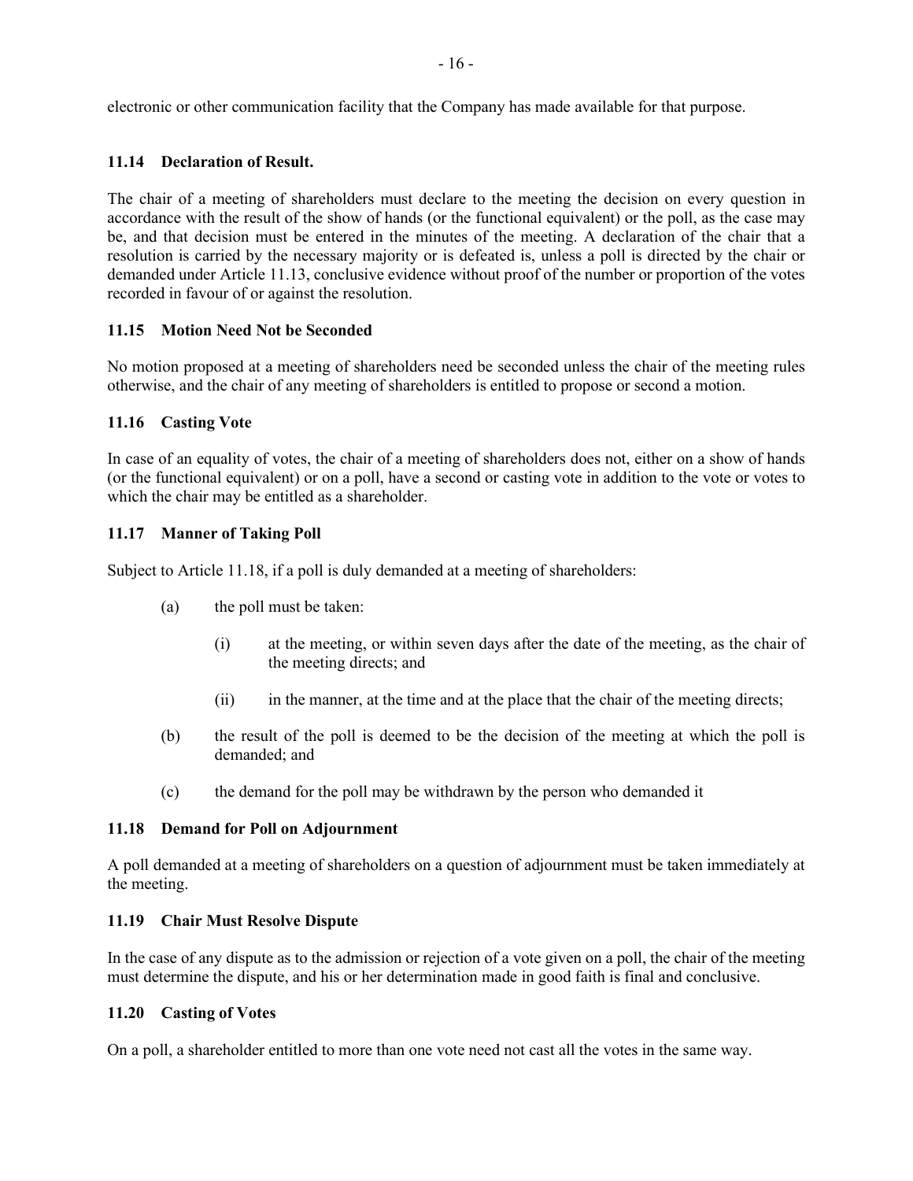electronic or other communication facility that the Company has made available for that purpose.

### 11.14 Declaration of Result.

The chair of a meeting of shareholders must declare to the meeting the decision on every question in accordance with the result of the show of hands (or the functional equivalent) or the poll, as the case may be, and that decision must be entered in the minutes of the meeting. A declaration of the chair that a resolution is carried by the necessary majority or is defeated is, unless a poll is directed by the chair or demanded under Article 11.13, conclusive evidence without proof of the number or proportion of the votes recorded in favour of or against the resolution.

### 11.15 Motion Need Not be Seconded

No motion proposed at a meeting of shareholders need be seconded unless the chair of the meeting rules otherwise, and the chair of any meeting of shareholders is entitled to propose or second a motion.

### 11.16 Casting Vote

In case of an equality of votes, the chair of a meeting of shareholders does not, either on a show of hands (or the functional equivalent) or on a poll, have a second or casting vote in addition to the vote or votes to which the chair may be entitled as a shareholder.

### 11.17 Manner of Taking Poll

Subject to Article 11.18, if a poll is duly demanded at a meeting of shareholders:

- (a) the poll must be taken:
  - (i) at the meeting, or within seven days after the date of the meeting, as the chair of the meeting directs; and
  - (ii) in the manner, at the time and at the place that the chair of the meeting directs;
- (b) the result of the poll is deemed to be the decision of the meeting at which the poll is demanded; and
- (c) the demand for the poll may be withdrawn by the person who demanded it

### 11.18 Demand for Poll on Adjournment

A poll demanded at a meeting of shareholders on a question of adjournment must be taken immediately at the meeting.

### 11.19 Chair Must Resolve Dispute

In the case of any dispute as to the admission or rejection of a vote given on a poll, the chair of the meeting must determine the dispute, and his or her determination made in good faith is final and conclusive.

### 11.20 Casting of Votes

On a poll, a shareholder entitled to more than one vote need not cast all the votes in the same way.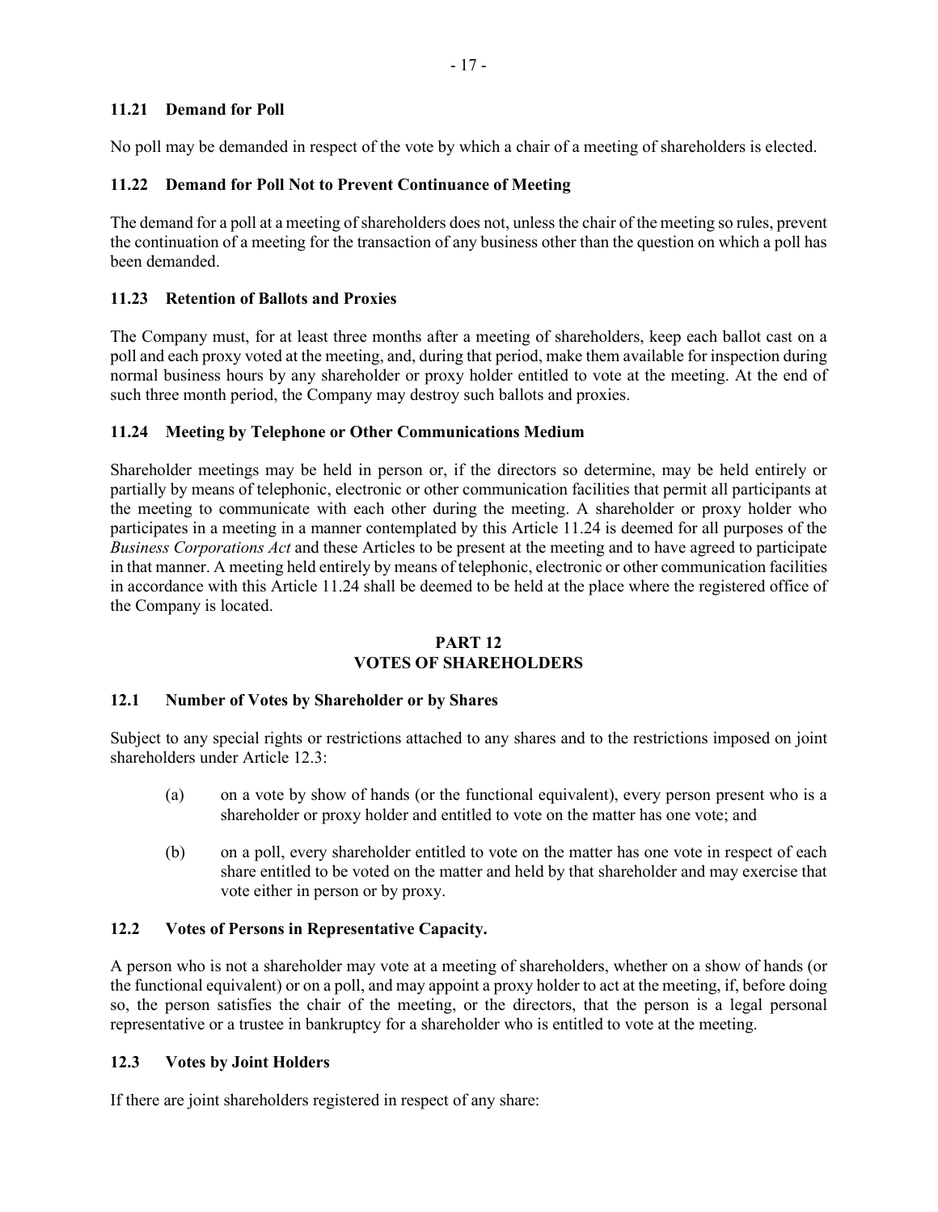### 11.21 Demand for Poll

No poll may be demanded in respect of the vote by which a chair of a meeting of shareholders is elected.

### 11.22 Demand for Poll Not to Prevent Continuance of Meeting

The demand for a poll at a meeting of shareholders does not, unless the chair of the meeting so rules, prevent the continuation of a meeting for the transaction of any business other than the question on which a poll has been demanded.

### 11.23 Retention of Ballots and Proxies

The Company must, for at least three months after a meeting of shareholders, keep each ballot cast on a poll and each proxy voted at the meeting, and, during that period, make them available for inspection during normal business hours by any shareholder or proxy holder entitled to vote at the meeting. At the end of such three month period, the Company may destroy such ballots and proxies.

### 11.24 Meeting by Telephone or Other Communications Medium

Shareholder meetings may be held in person or, if the directors so determine, may be held entirely or partially by means of telephonic, electronic or other communication facilities that permit all participants at the meeting to communicate with each other during the meeting. A shareholder or proxy holder who participates in a meeting in a manner contemplated by this Article 11.24 is deemed for all purposes of the *Business Corporations Act* and these Articles to be present at the meeting and to have agreed to participate in that manner. A meeting held entirely by means of telephonic, electronic or other communication facilities in accordance with this Article 11.24 shall be deemed to be held at the place where the registered office of the Company is located.

## PART 12
## VOTES OF SHAREHOLDERS

### 12.1 Number of Votes by Shareholder or by Shares

Subject to any special rights or restrictions attached to any shares and to the restrictions imposed on joint shareholders under Article 12.3:

(a) on a vote by show of hands (or the functional equivalent), every person present who is a shareholder or proxy holder and entitled to vote on the matter has one vote; and

(b) on a poll, every shareholder entitled to vote on the matter has one vote in respect of each share entitled to be voted on the matter and held by that shareholder and may exercise that vote either in person or by proxy.

### 12.2 Votes of Persons in Representative Capacity.

A person who is not a shareholder may vote at a meeting of shareholders, whether on a show of hands (or the functional equivalent) or on a poll, and may appoint a proxy holder to act at the meeting, if, before doing so, the person satisfies the chair of the meeting, or the directors, that the person is a legal personal representative or a trustee in bankruptcy for a shareholder who is entitled to vote at the meeting.

### 12.3 Votes by Joint Holders

If there are joint shareholders registered in respect of any share: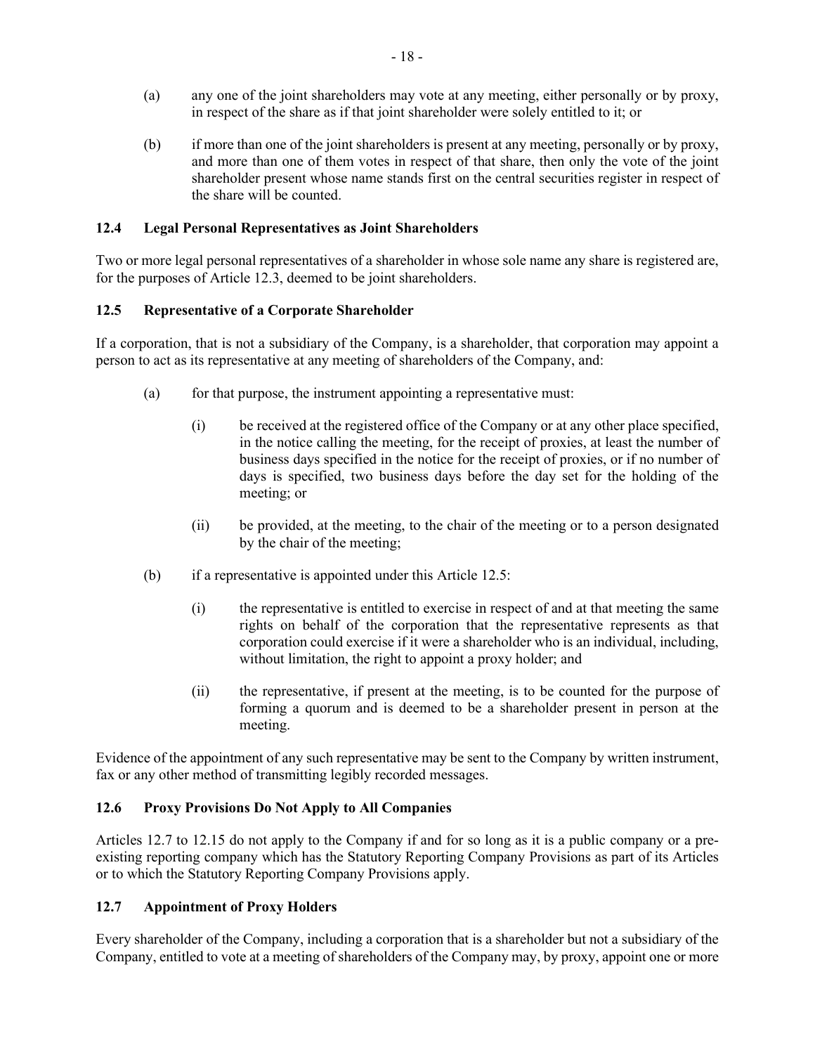(a) any one of the joint shareholders may vote at any meeting, either personally or by proxy, in respect of the share as if that joint shareholder were solely entitled to it; or

(b) if more than one of the joint shareholders is present at any meeting, personally or by proxy, and more than one of them votes in respect of that share, then only the vote of the joint shareholder present whose name stands first on the central securities register in respect of the share will be counted.

### 12.4 Legal Personal Representatives as Joint Shareholders

Two or more legal personal representatives of a shareholder in whose sole name any share is registered are, for the purposes of Article 12.3, deemed to be joint shareholders.

### 12.5 Representative of a Corporate Shareholder

If a corporation, that is not a subsidiary of the Company, is a shareholder, that corporation may appoint a person to act as its representative at any meeting of shareholders of the Company, and:

(a) for that purpose, the instrument appointing a representative must:

(i) be received at the registered office of the Company or at any other place specified, in the notice calling the meeting, for the receipt of proxies, at least the number of business days specified in the notice for the receipt of proxies, or if no number of days is specified, two business days before the day set for the holding of the meeting; or

(ii) be provided, at the meeting, to the chair of the meeting or to a person designated by the chair of the meeting;

(b) if a representative is appointed under this Article 12.5:

(i) the representative is entitled to exercise in respect of and at that meeting the same rights on behalf of the corporation that the representative represents as that corporation could exercise if it were a shareholder who is an individual, including, without limitation, the right to appoint a proxy holder; and

(ii) the representative, if present at the meeting, is to be counted for the purpose of forming a quorum and is deemed to be a shareholder present in person at the meeting.

Evidence of the appointment of any such representative may be sent to the Company by written instrument, fax or any other method of transmitting legibly recorded messages.

### 12.6 Proxy Provisions Do Not Apply to All Companies

Articles 12.7 to 12.15 do not apply to the Company if and for so long as it is a public company or a pre-existing reporting company which has the Statutory Reporting Company Provisions as part of its Articles or to which the Statutory Reporting Company Provisions apply.

### 12.7 Appointment of Proxy Holders

Every shareholder of the Company, including a corporation that is a shareholder but not a subsidiary of the Company, entitled to vote at a meeting of shareholders of the Company may, by proxy, appoint one or more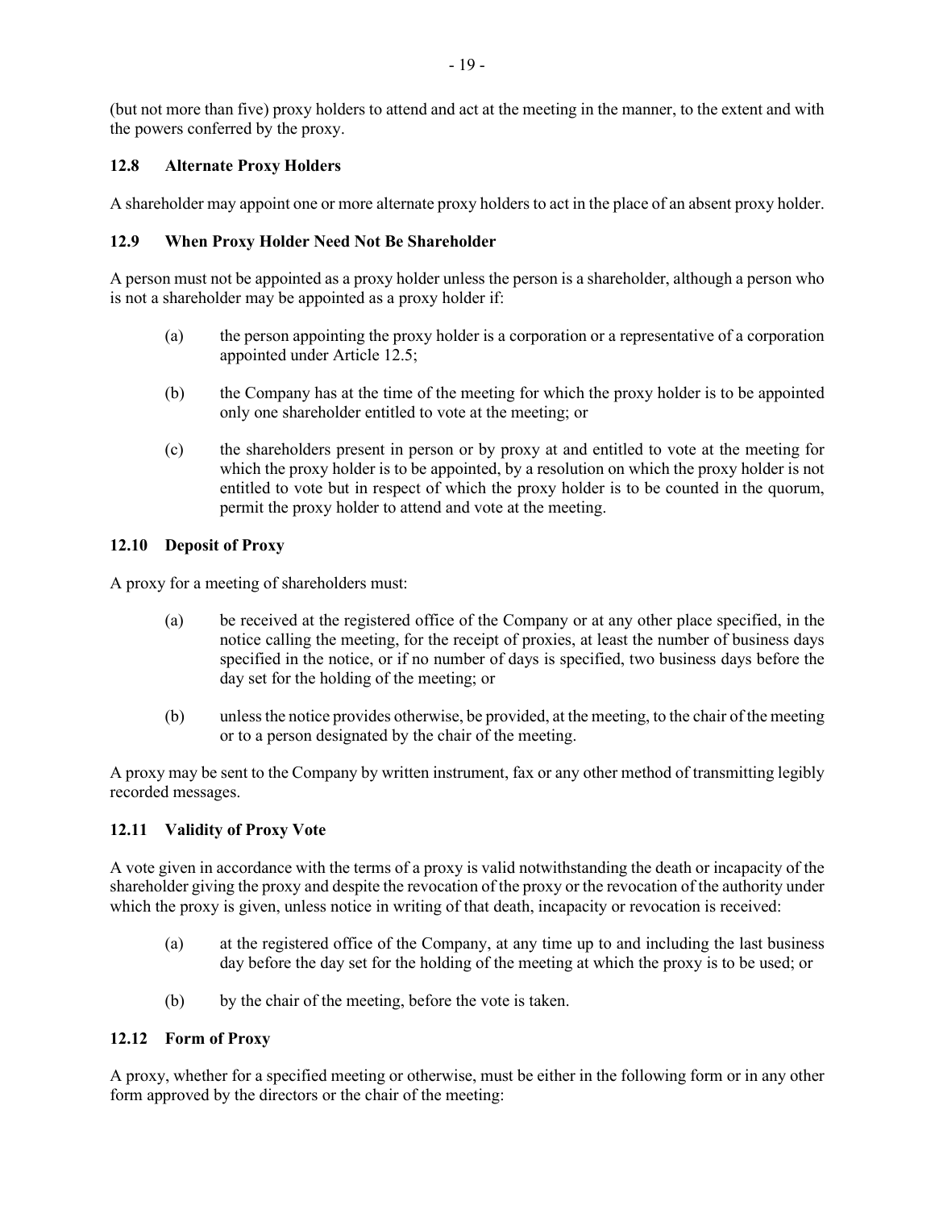(but not more than five) proxy holders to attend and act at the meeting in the manner, to the extent and with the powers conferred by the proxy.

### 12.8 Alternate Proxy Holders

A shareholder may appoint one or more alternate proxy holders to act in the place of an absent proxy holder.

### 12.9 When Proxy Holder Need Not Be Shareholder

A person must not be appointed as a proxy holder unless the person is a shareholder, although a person who is not a shareholder may be appointed as a proxy holder if:

(a) the person appointing the proxy holder is a corporation or a representative of a corporation appointed under Article 12.5;

(b) the Company has at the time of the meeting for which the proxy holder is to be appointed only one shareholder entitled to vote at the meeting; or

(c) the shareholders present in person or by proxy at and entitled to vote at the meeting for which the proxy holder is to be appointed, by a resolution on which the proxy holder is not entitled to vote but in respect of which the proxy holder is to be counted in the quorum, permit the proxy holder to attend and vote at the meeting.

### 12.10 Deposit of Proxy

A proxy for a meeting of shareholders must:

(a) be received at the registered office of the Company or at any other place specified, in the notice calling the meeting, for the receipt of proxies, at least the number of business days specified in the notice, or if no number of days is specified, two business days before the day set for the holding of the meeting; or

(b) unless the notice provides otherwise, be provided, at the meeting, to the chair of the meeting or to a person designated by the chair of the meeting.

A proxy may be sent to the Company by written instrument, fax or any other method of transmitting legibly recorded messages.

### 12.11 Validity of Proxy Vote

A vote given in accordance with the terms of a proxy is valid notwithstanding the death or incapacity of the shareholder giving the proxy and despite the revocation of the proxy or the revocation of the authority under which the proxy is given, unless notice in writing of that death, incapacity or revocation is received:

(a) at the registered office of the Company, at any time up to and including the last business day before the day set for the holding of the meeting at which the proxy is to be used; or

(b) by the chair of the meeting, before the vote is taken.

### 12.12 Form of Proxy

A proxy, whether for a specified meeting or otherwise, must be either in the following form or in any other form approved by the directors or the chair of the meeting: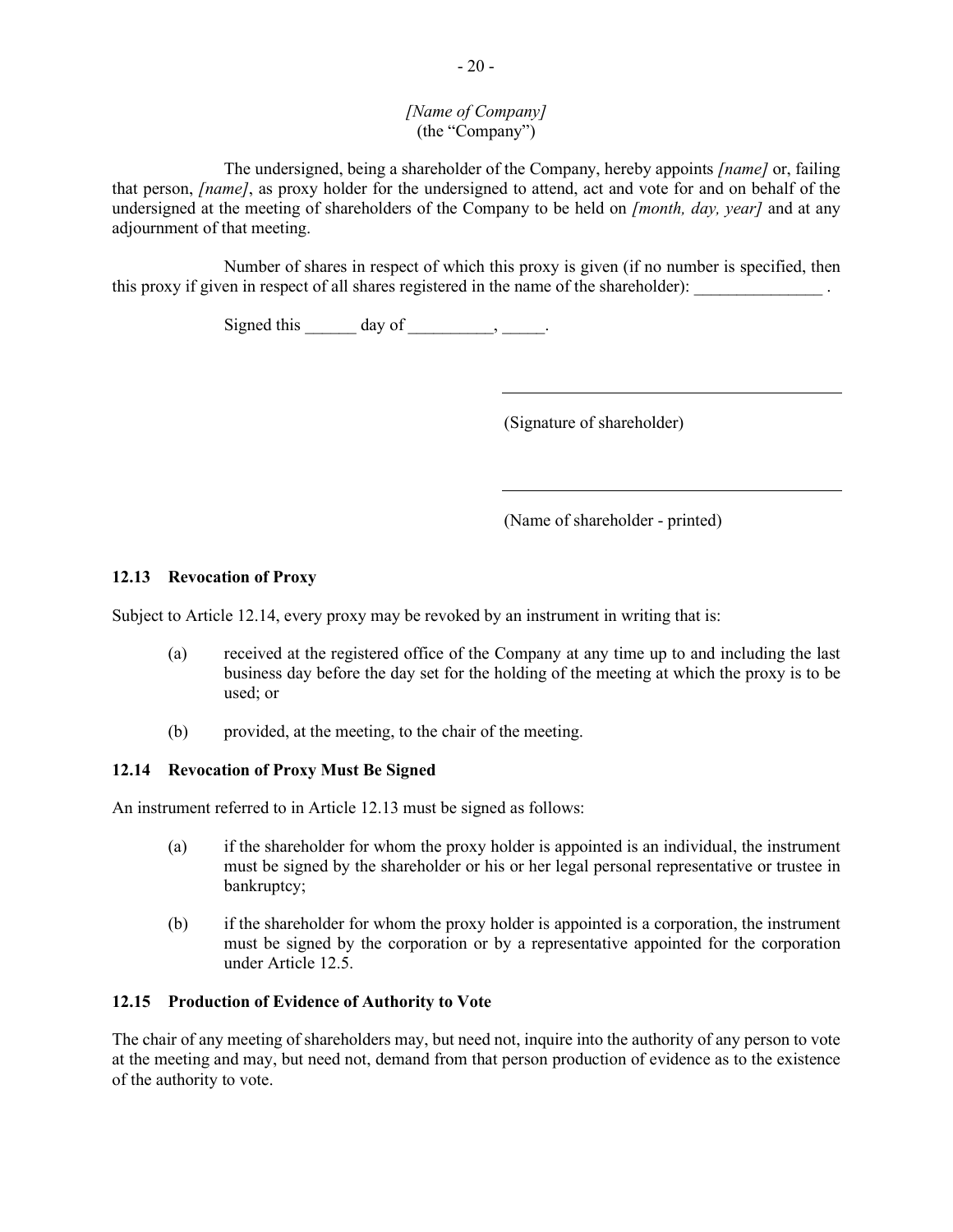*[Name of Company]*
(the "Company")

The undersigned, being a shareholder of the Company, hereby appoints *[name]* or, failing that person, *[name]*, as proxy holder for the undersigned to attend, act and vote for and on behalf of the undersigned at the meeting of shareholders of the Company to be held on *[month, day, year]* and at any adjournment of that meeting.

Number of shares in respect of which this proxy is given (if no number is specified, then this proxy if given in respect of all shares registered in the name of the shareholder): _______________ .

Signed this ______ day of __________, _____.

________________________________________

(Signature of shareholder)

________________________________________

(Name of shareholder - printed)

### 12.13 Revocation of Proxy

Subject to Article 12.14, every proxy may be revoked by an instrument in writing that is:

(a) received at the registered office of the Company at any time up to and including the last business day before the day set for the holding of the meeting at which the proxy is to be used; or

(b) provided, at the meeting, to the chair of the meeting.

### 12.14 Revocation of Proxy Must Be Signed

An instrument referred to in Article 12.13 must be signed as follows:

(a) if the shareholder for whom the proxy holder is appointed is an individual, the instrument must be signed by the shareholder or his or her legal personal representative or trustee in bankruptcy;

(b) if the shareholder for whom the proxy holder is appointed is a corporation, the instrument must be signed by the corporation or by a representative appointed for the corporation under Article 12.5.

### 12.15 Production of Evidence of Authority to Vote

The chair of any meeting of shareholders may, but need not, inquire into the authority of any person to vote at the meeting and may, but need not, demand from that person production of evidence as to the existence of the authority to vote.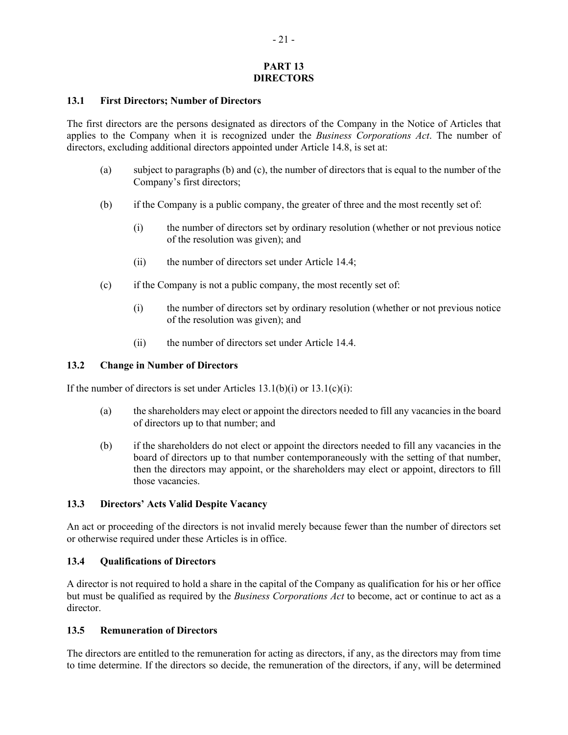# PART 13
# DIRECTORS

### 13.1 First Directors; Number of Directors

The first directors are the persons designated as directors of the Company in the Notice of Articles that applies to the Company when it is recognized under the *Business Corporations Act*. The number of directors, excluding additional directors appointed under Article 14.8, is set at:

(a) subject to paragraphs (b) and (c), the number of directors that is equal to the number of the Company's first directors;

(b) if the Company is a public company, the greater of three and the most recently set of:

 (i) the number of directors set by ordinary resolution (whether or not previous notice of the resolution was given); and

 (ii) the number of directors set under Article 14.4;

(c) if the Company is not a public company, the most recently set of:

 (i) the number of directors set by ordinary resolution (whether or not previous notice of the resolution was given); and

 (ii) the number of directors set under Article 14.4.

### 13.2 Change in Number of Directors

If the number of directors is set under Articles 13.1(b)(i) or 13.1(c)(i):

(a) the shareholders may elect or appoint the directors needed to fill any vacancies in the board of directors up to that number; and

(b) if the shareholders do not elect or appoint the directors needed to fill any vacancies in the board of directors up to that number contemporaneously with the setting of that number, then the directors may appoint, or the shareholders may elect or appoint, directors to fill those vacancies.

### 13.3 Directors' Acts Valid Despite Vacancy

An act or proceeding of the directors is not invalid merely because fewer than the number of directors set or otherwise required under these Articles is in office.

### 13.4 Qualifications of Directors

A director is not required to hold a share in the capital of the Company as qualification for his or her office but must be qualified as required by the *Business Corporations Act* to become, act or continue to act as a director.

### 13.5 Remuneration of Directors

The directors are entitled to the remuneration for acting as directors, if any, as the directors may from time to time determine. If the directors so decide, the remuneration of the directors, if any, will be determined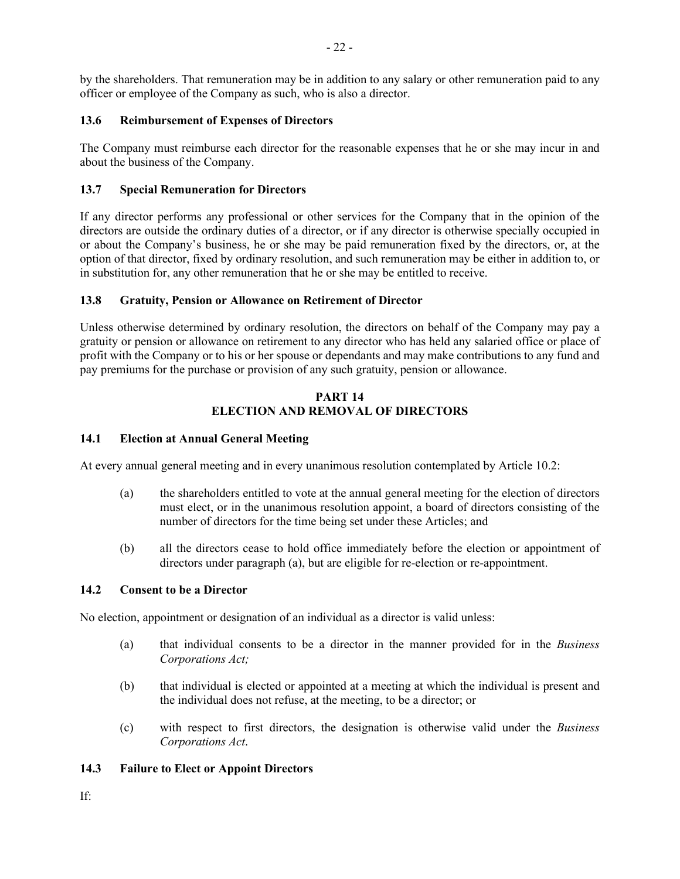by the shareholders. That remuneration may be in addition to any salary or other remuneration paid to any officer or employee of the Company as such, who is also a director.

### 13.6 Reimbursement of Expenses of Directors

The Company must reimburse each director for the reasonable expenses that he or she may incur in and about the business of the Company.

### 13.7 Special Remuneration for Directors

If any director performs any professional or other services for the Company that in the opinion of the directors are outside the ordinary duties of a director, or if any director is otherwise specially occupied in or about the Company's business, he or she may be paid remuneration fixed by the directors, or, at the option of that director, fixed by ordinary resolution, and such remuneration may be either in addition to, or in substitution for, any other remuneration that he or she may be entitled to receive.

### 13.8 Gratuity, Pension or Allowance on Retirement of Director

Unless otherwise determined by ordinary resolution, the directors on behalf of the Company may pay a gratuity or pension or allowance on retirement to any director who has held any salaried office or place of profit with the Company or to his or her spouse or dependants and may make contributions to any fund and pay premiums for the purchase or provision of any such gratuity, pension or allowance.

## PART 14
## ELECTION AND REMOVAL OF DIRECTORS

### 14.1 Election at Annual General Meeting

At every annual general meeting and in every unanimous resolution contemplated by Article 10.2:

(a) the shareholders entitled to vote at the annual general meeting for the election of directors must elect, or in the unanimous resolution appoint, a board of directors consisting of the number of directors for the time being set under these Articles; and

(b) all the directors cease to hold office immediately before the election or appointment of directors under paragraph (a), but are eligible for re-election or re-appointment.

### 14.2 Consent to be a Director

No election, appointment or designation of an individual as a director is valid unless:

(a) that individual consents to be a director in the manner provided for in the *Business Corporations Act;*

(b) that individual is elected or appointed at a meeting at which the individual is present and the individual does not refuse, at the meeting, to be a director; or

(c) with respect to first directors, the designation is otherwise valid under the *Business Corporations Act*.

### 14.3 Failure to Elect or Appoint Directors

If: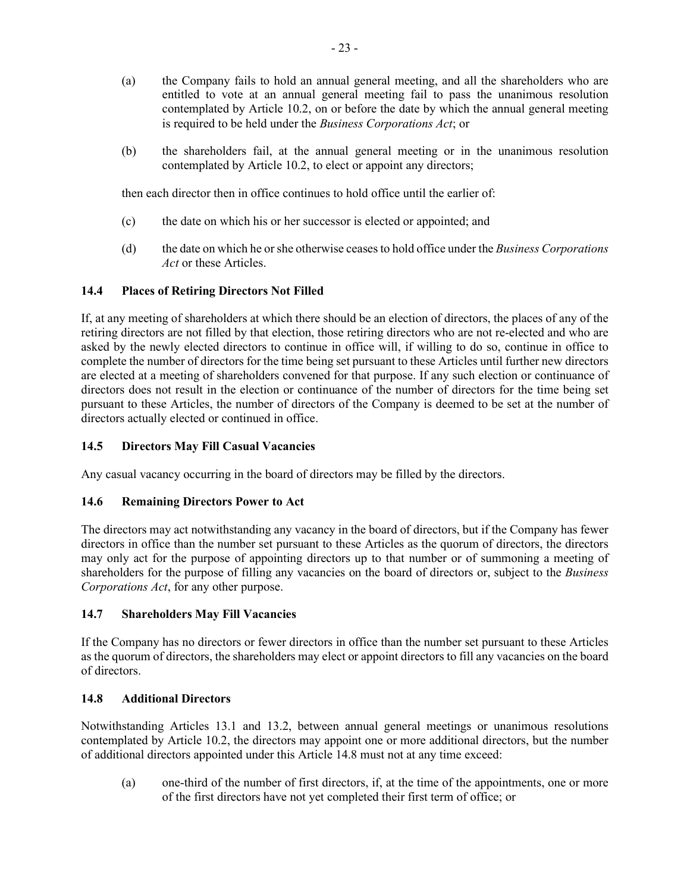(a) the Company fails to hold an annual general meeting, and all the shareholders who are entitled to vote at an annual general meeting fail to pass the unanimous resolution contemplated by Article 10.2, on or before the date by which the annual general meeting is required to be held under the *Business Corporations Act*; or

(b) the shareholders fail, at the annual general meeting or in the unanimous resolution contemplated by Article 10.2, to elect or appoint any directors;

then each director then in office continues to hold office until the earlier of:

(c) the date on which his or her successor is elected or appointed; and

(d) the date on which he or she otherwise ceases to hold office under the *Business Corporations Act* or these Articles.

### 14.4 Places of Retiring Directors Not Filled

If, at any meeting of shareholders at which there should be an election of directors, the places of any of the retiring directors are not filled by that election, those retiring directors who are not re-elected and who are asked by the newly elected directors to continue in office will, if willing to do so, continue in office to complete the number of directors for the time being set pursuant to these Articles until further new directors are elected at a meeting of shareholders convened for that purpose. If any such election or continuance of directors does not result in the election or continuance of the number of directors for the time being set pursuant to these Articles, the number of directors of the Company is deemed to be set at the number of directors actually elected or continued in office.

### 14.5 Directors May Fill Casual Vacancies

Any casual vacancy occurring in the board of directors may be filled by the directors.

### 14.6 Remaining Directors Power to Act

The directors may act notwithstanding any vacancy in the board of directors, but if the Company has fewer directors in office than the number set pursuant to these Articles as the quorum of directors, the directors may only act for the purpose of appointing directors up to that number or of summoning a meeting of shareholders for the purpose of filling any vacancies on the board of directors or, subject to the *Business Corporations Act*, for any other purpose.

### 14.7 Shareholders May Fill Vacancies

If the Company has no directors or fewer directors in office than the number set pursuant to these Articles as the quorum of directors, the shareholders may elect or appoint directors to fill any vacancies on the board of directors.

### 14.8 Additional Directors

Notwithstanding Articles 13.1 and 13.2, between annual general meetings or unanimous resolutions contemplated by Article 10.2, the directors may appoint one or more additional directors, but the number of additional directors appointed under this Article 14.8 must not at any time exceed:

(a) one-third of the number of first directors, if, at the time of the appointments, one or more of the first directors have not yet completed their first term of office; or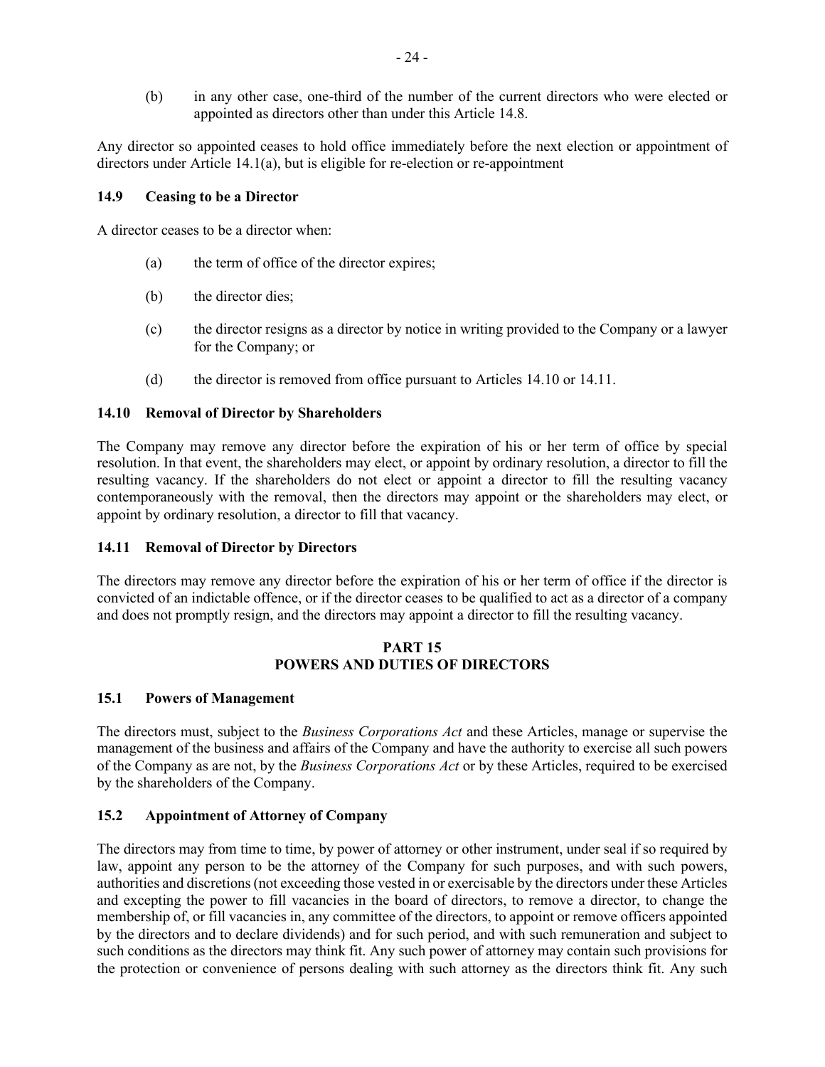(b) in any other case, one-third of the number of the current directors who were elected or appointed as directors other than under this Article 14.8.

Any director so appointed ceases to hold office immediately before the next election or appointment of directors under Article 14.1(a), but is eligible for re-election or re-appointment

### 14.9 Ceasing to be a Director

A director ceases to be a director when:

(a) the term of office of the director expires;

(b) the director dies;

(c) the director resigns as a director by notice in writing provided to the Company or a lawyer for the Company; or

(d) the director is removed from office pursuant to Articles 14.10 or 14.11.

### 14.10 Removal of Director by Shareholders

The Company may remove any director before the expiration of his or her term of office by special resolution. In that event, the shareholders may elect, or appoint by ordinary resolution, a director to fill the resulting vacancy. If the shareholders do not elect or appoint a director to fill the resulting vacancy contemporaneously with the removal, then the directors may appoint or the shareholders may elect, or appoint by ordinary resolution, a director to fill that vacancy.

### 14.11 Removal of Director by Directors

The directors may remove any director before the expiration of his or her term of office if the director is convicted of an indictable offence, or if the director ceases to be qualified to act as a director of a company and does not promptly resign, and the directors may appoint a director to fill the resulting vacancy.

## PART 15
## POWERS AND DUTIES OF DIRECTORS

### 15.1 Powers of Management

The directors must, subject to the *Business Corporations Act* and these Articles, manage or supervise the management of the business and affairs of the Company and have the authority to exercise all such powers of the Company as are not, by the *Business Corporations Act* or by these Articles, required to be exercised by the shareholders of the Company.

### 15.2 Appointment of Attorney of Company

The directors may from time to time, by power of attorney or other instrument, under seal if so required by law, appoint any person to be the attorney of the Company for such purposes, and with such powers, authorities and discretions (not exceeding those vested in or exercisable by the directors under these Articles and excepting the power to fill vacancies in the board of directors, to remove a director, to change the membership of, or fill vacancies in, any committee of the directors, to appoint or remove officers appointed by the directors and to declare dividends) and for such period, and with such remuneration and subject to such conditions as the directors may think fit. Any such power of attorney may contain such provisions for the protection or convenience of persons dealing with such attorney as the directors think fit. Any such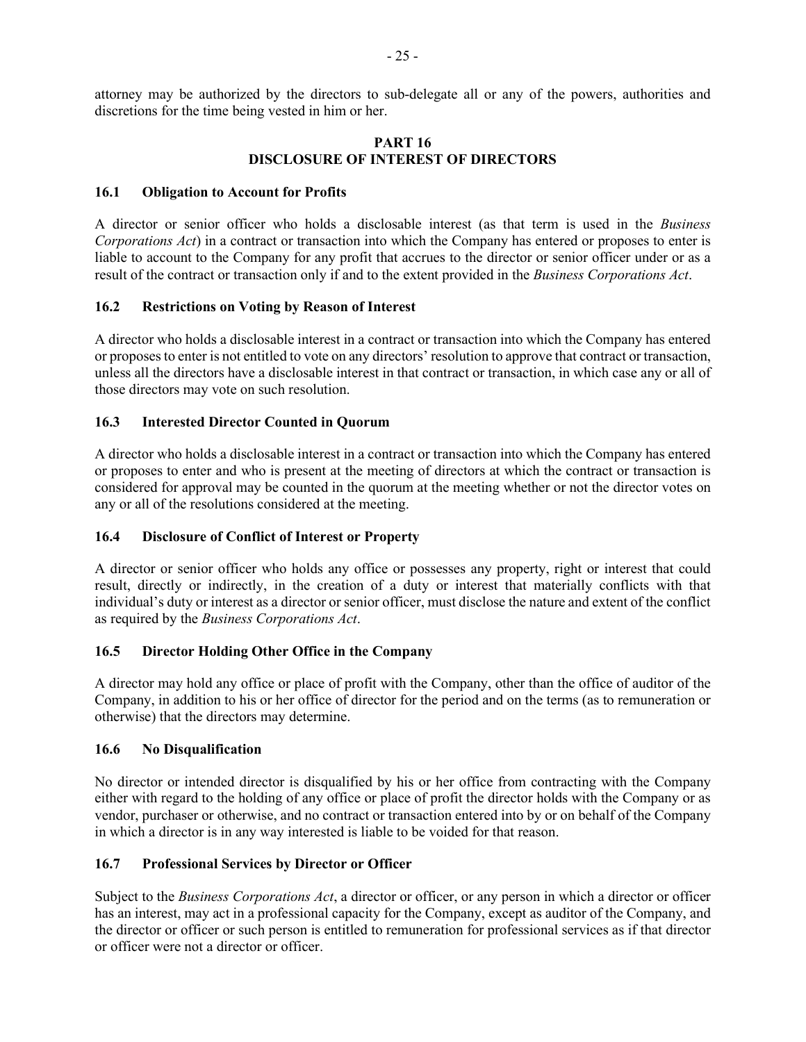attorney may be authorized by the directors to sub-delegate all or any of the powers, authorities and discretions for the time being vested in him or her.

## PART 16
## DISCLOSURE OF INTEREST OF DIRECTORS

### 16.1 Obligation to Account for Profits

A director or senior officer who holds a disclosable interest (as that term is used in the *Business Corporations Act*) in a contract or transaction into which the Company has entered or proposes to enter is liable to account to the Company for any profit that accrues to the director or senior officer under or as a result of the contract or transaction only if and to the extent provided in the *Business Corporations Act*.

### 16.2 Restrictions on Voting by Reason of Interest

A director who holds a disclosable interest in a contract or transaction into which the Company has entered or proposes to enter is not entitled to vote on any directors' resolution to approve that contract or transaction, unless all the directors have a disclosable interest in that contract or transaction, in which case any or all of those directors may vote on such resolution.

### 16.3 Interested Director Counted in Quorum

A director who holds a disclosable interest in a contract or transaction into which the Company has entered or proposes to enter and who is present at the meeting of directors at which the contract or transaction is considered for approval may be counted in the quorum at the meeting whether or not the director votes on any or all of the resolutions considered at the meeting.

### 16.4 Disclosure of Conflict of Interest or Property

A director or senior officer who holds any office or possesses any property, right or interest that could result, directly or indirectly, in the creation of a duty or interest that materially conflicts with that individual's duty or interest as a director or senior officer, must disclose the nature and extent of the conflict as required by the *Business Corporations Act*.

### 16.5 Director Holding Other Office in the Company

A director may hold any office or place of profit with the Company, other than the office of auditor of the Company, in addition to his or her office of director for the period and on the terms (as to remuneration or otherwise) that the directors may determine.

### 16.6 No Disqualification

No director or intended director is disqualified by his or her office from contracting with the Company either with regard to the holding of any office or place of profit the director holds with the Company or as vendor, purchaser or otherwise, and no contract or transaction entered into by or on behalf of the Company in which a director is in any way interested is liable to be voided for that reason.

### 16.7 Professional Services by Director or Officer

Subject to the *Business Corporations Act*, a director or officer, or any person in which a director or officer has an interest, may act in a professional capacity for the Company, except as auditor of the Company, and the director or officer or such person is entitled to remuneration for professional services as if that director or officer were not a director or officer.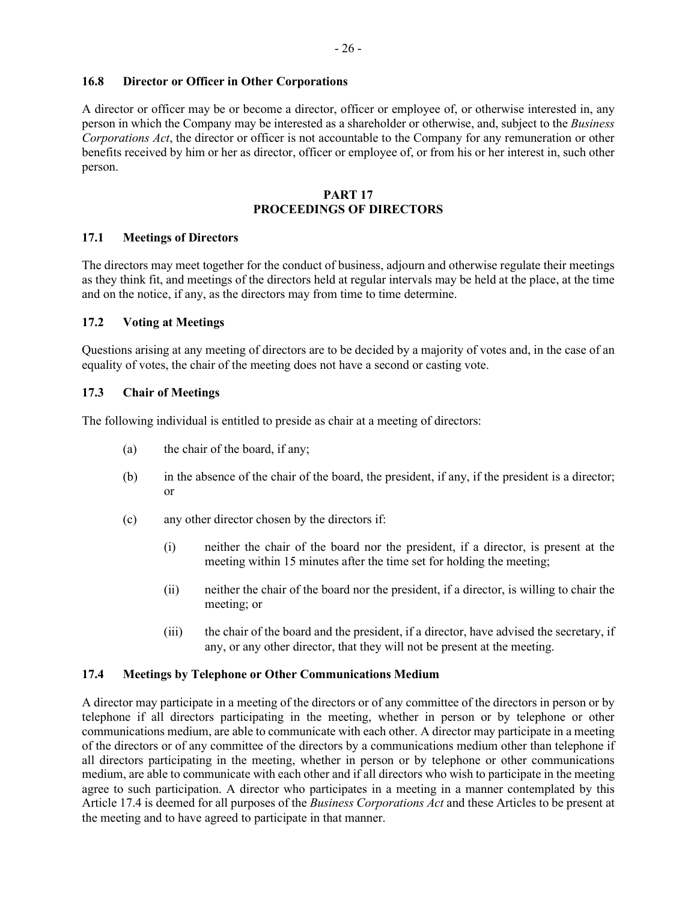### 16.8 Director or Officer in Other Corporations

A director or officer may be or become a director, officer or employee of, or otherwise interested in, any person in which the Company may be interested as a shareholder or otherwise, and, subject to the *Business Corporations Act*, the director or officer is not accountable to the Company for any remuneration or other benefits received by him or her as director, officer or employee of, or from his or her interest in, such other person.

## PART 17
## PROCEEDINGS OF DIRECTORS

### 17.1 Meetings of Directors

The directors may meet together for the conduct of business, adjourn and otherwise regulate their meetings as they think fit, and meetings of the directors held at regular intervals may be held at the place, at the time and on the notice, if any, as the directors may from time to time determine.

### 17.2 Voting at Meetings

Questions arising at any meeting of directors are to be decided by a majority of votes and, in the case of an equality of votes, the chair of the meeting does not have a second or casting vote.

### 17.3 Chair of Meetings

The following individual is entitled to preside as chair at a meeting of directors:

(a) the chair of the board, if any;

(b) in the absence of the chair of the board, the president, if any, if the president is a director; or

(c) any other director chosen by the directors if:

  (i) neither the chair of the board nor the president, if a director, is present at the meeting within 15 minutes after the time set for holding the meeting;

  (ii) neither the chair of the board nor the president, if a director, is willing to chair the meeting; or

  (iii) the chair of the board and the president, if a director, have advised the secretary, if any, or any other director, that they will not be present at the meeting.

### 17.4 Meetings by Telephone or Other Communications Medium

A director may participate in a meeting of the directors or of any committee of the directors in person or by telephone if all directors participating in the meeting, whether in person or by telephone or other communications medium, are able to communicate with each other. A director may participate in a meeting of the directors or of any committee of the directors by a communications medium other than telephone if all directors participating in the meeting, whether in person or by telephone or other communications medium, are able to communicate with each other and if all directors who wish to participate in the meeting agree to such participation. A director who participates in a meeting in a manner contemplated by this Article 17.4 is deemed for all purposes of the *Business Corporations Act* and these Articles to be present at the meeting and to have agreed to participate in that manner.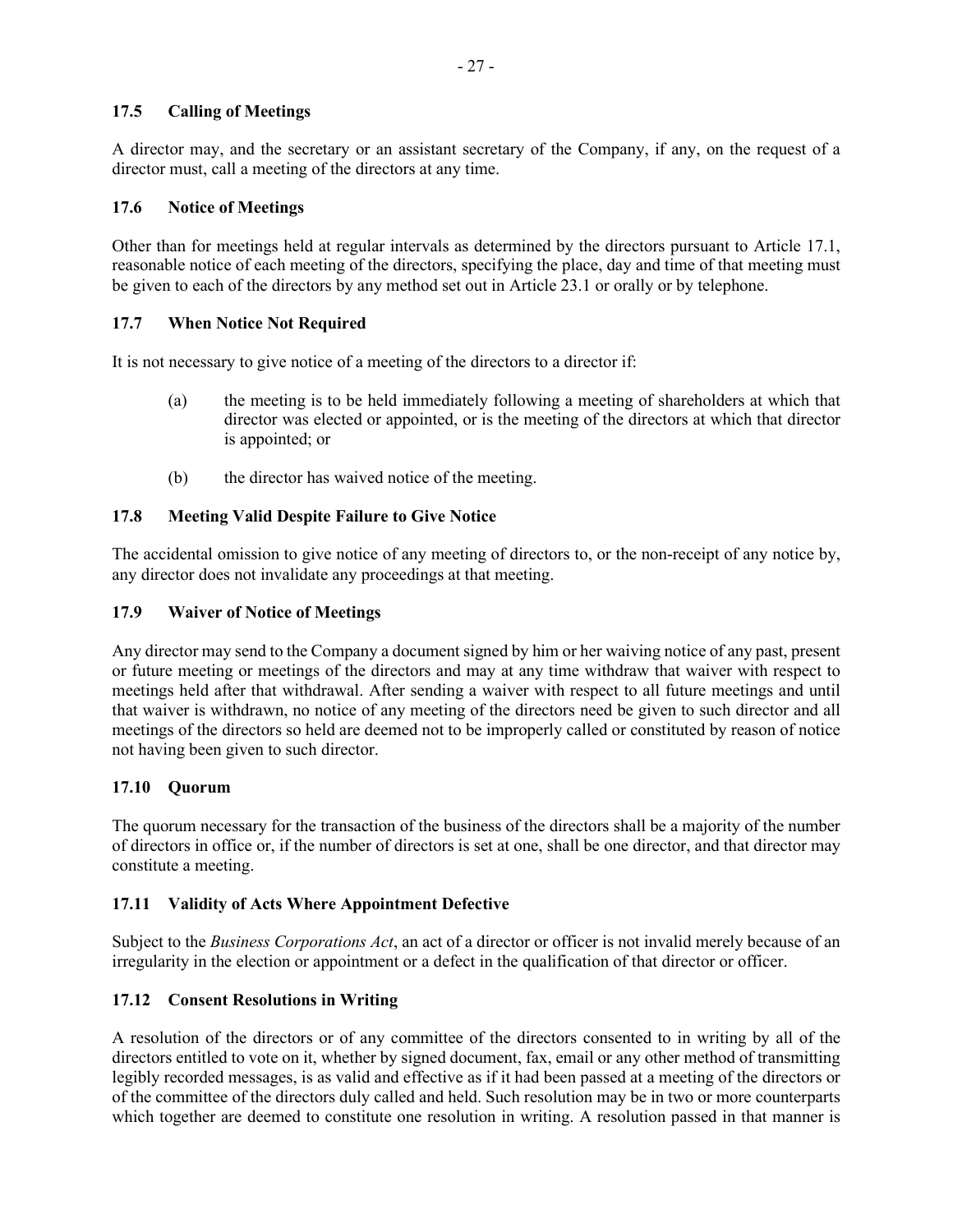### 17.5 Calling of Meetings

A director may, and the secretary or an assistant secretary of the Company, if any, on the request of a director must, call a meeting of the directors at any time.

### 17.6 Notice of Meetings

Other than for meetings held at regular intervals as determined by the directors pursuant to Article 17.1, reasonable notice of each meeting of the directors, specifying the place, day and time of that meeting must be given to each of the directors by any method set out in Article 23.1 or orally or by telephone.

### 17.7 When Notice Not Required

It is not necessary to give notice of a meeting of the directors to a director if:

(a) the meeting is to be held immediately following a meeting of shareholders at which that director was elected or appointed, or is the meeting of the directors at which that director is appointed; or

(b) the director has waived notice of the meeting.

### 17.8 Meeting Valid Despite Failure to Give Notice

The accidental omission to give notice of any meeting of directors to, or the non-receipt of any notice by, any director does not invalidate any proceedings at that meeting.

### 17.9 Waiver of Notice of Meetings

Any director may send to the Company a document signed by him or her waiving notice of any past, present or future meeting or meetings of the directors and may at any time withdraw that waiver with respect to meetings held after that withdrawal. After sending a waiver with respect to all future meetings and until that waiver is withdrawn, no notice of any meeting of the directors need be given to such director and all meetings of the directors so held are deemed not to be improperly called or constituted by reason of notice not having been given to such director.

### 17.10 Quorum

The quorum necessary for the transaction of the business of the directors shall be a majority of the number of directors in office or, if the number of directors is set at one, shall be one director, and that director may constitute a meeting.

### 17.11 Validity of Acts Where Appointment Defective

Subject to the *Business Corporations Act*, an act of a director or officer is not invalid merely because of an irregularity in the election or appointment or a defect in the qualification of that director or officer.

### 17.12 Consent Resolutions in Writing

A resolution of the directors or of any committee of the directors consented to in writing by all of the directors entitled to vote on it, whether by signed document, fax, email or any other method of transmitting legibly recorded messages, is as valid and effective as if it had been passed at a meeting of the directors or of the committee of the directors duly called and held. Such resolution may be in two or more counterparts which together are deemed to constitute one resolution in writing. A resolution passed in that manner is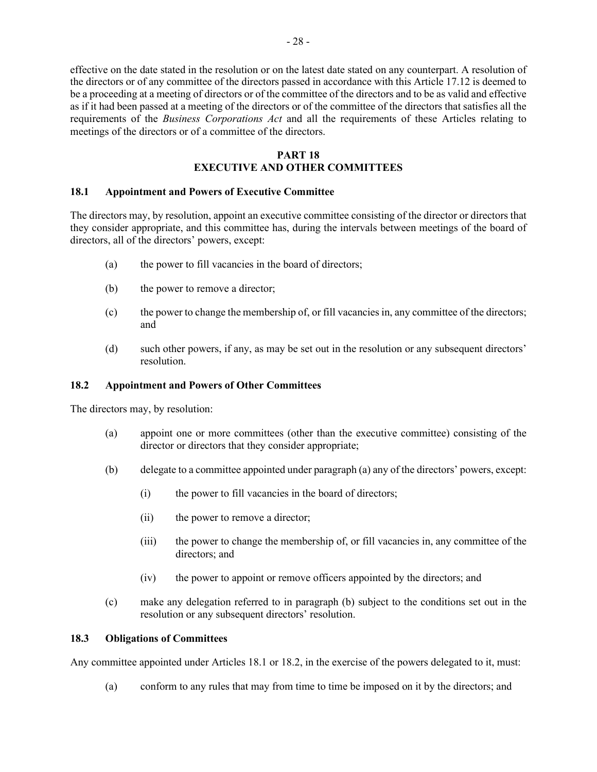effective on the date stated in the resolution or on the latest date stated on any counterpart. A resolution of the directors or of any committee of the directors passed in accordance with this Article 17.12 is deemed to be a proceeding at a meeting of directors or of the committee of the directors and to be as valid and effective as if it had been passed at a meeting of the directors or of the committee of the directors that satisfies all the requirements of the *Business Corporations Act* and all the requirements of these Articles relating to meetings of the directors or of a committee of the directors.

## PART 18
## EXECUTIVE AND OTHER COMMITTEES

### 18.1 Appointment and Powers of Executive Committee

The directors may, by resolution, appoint an executive committee consisting of the director or directors that they consider appropriate, and this committee has, during the intervals between meetings of the board of directors, all of the directors' powers, except:

(a) the power to fill vacancies in the board of directors;

(b) the power to remove a director;

(c) the power to change the membership of, or fill vacancies in, any committee of the directors; and

(d) such other powers, if any, as may be set out in the resolution or any subsequent directors' resolution.

### 18.2 Appointment and Powers of Other Committees

The directors may, by resolution:

(a) appoint one or more committees (other than the executive committee) consisting of the director or directors that they consider appropriate;

(b) delegate to a committee appointed under paragraph (a) any of the directors' powers, except:

(i) the power to fill vacancies in the board of directors;

(ii) the power to remove a director;

(iii) the power to change the membership of, or fill vacancies in, any committee of the directors; and

(iv) the power to appoint or remove officers appointed by the directors; and

(c) make any delegation referred to in paragraph (b) subject to the conditions set out in the resolution or any subsequent directors' resolution.

### 18.3 Obligations of Committees

Any committee appointed under Articles 18.1 or 18.2, in the exercise of the powers delegated to it, must:

(a) conform to any rules that may from time to time be imposed on it by the directors; and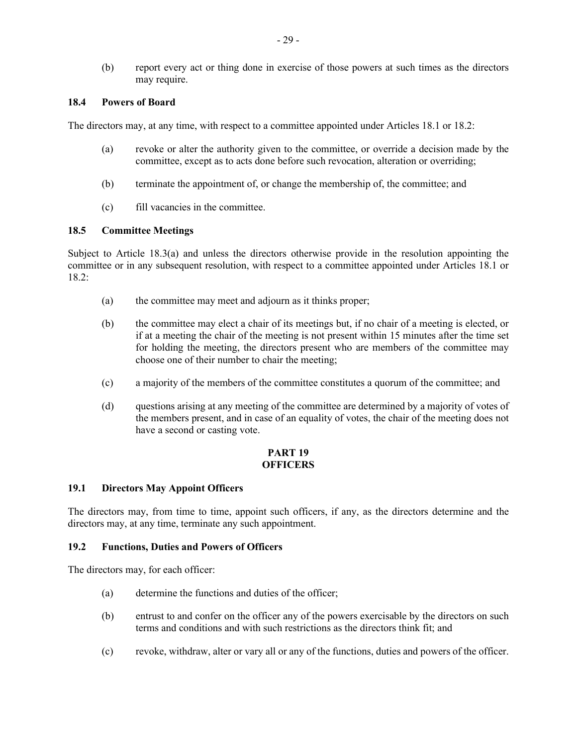(b) report every act or thing done in exercise of those powers at such times as the directors may require.

### 18.4 Powers of Board

The directors may, at any time, with respect to a committee appointed under Articles 18.1 or 18.2:

(a) revoke or alter the authority given to the committee, or override a decision made by the committee, except as to acts done before such revocation, alteration or overriding;

(b) terminate the appointment of, or change the membership of, the committee; and

(c) fill vacancies in the committee.

### 18.5 Committee Meetings

Subject to Article 18.3(a) and unless the directors otherwise provide in the resolution appointing the committee or in any subsequent resolution, with respect to a committee appointed under Articles 18.1 or 18.2:

(a) the committee may meet and adjourn as it thinks proper;

(b) the committee may elect a chair of its meetings but, if no chair of a meeting is elected, or if at a meeting the chair of the meeting is not present within 15 minutes after the time set for holding the meeting, the directors present who are members of the committee may choose one of their number to chair the meeting;

(c) a majority of the members of the committee constitutes a quorum of the committee; and

(d) questions arising at any meeting of the committee are determined by a majority of votes of the members present, and in case of an equality of votes, the chair of the meeting does not have a second or casting vote.

## PART 19
## OFFICERS

### 19.1 Directors May Appoint Officers

The directors may, from time to time, appoint such officers, if any, as the directors determine and the directors may, at any time, terminate any such appointment.

### 19.2 Functions, Duties and Powers of Officers

The directors may, for each officer:

(a) determine the functions and duties of the officer;

(b) entrust to and confer on the officer any of the powers exercisable by the directors on such terms and conditions and with such restrictions as the directors think fit; and

(c) revoke, withdraw, alter or vary all or any of the functions, duties and powers of the officer.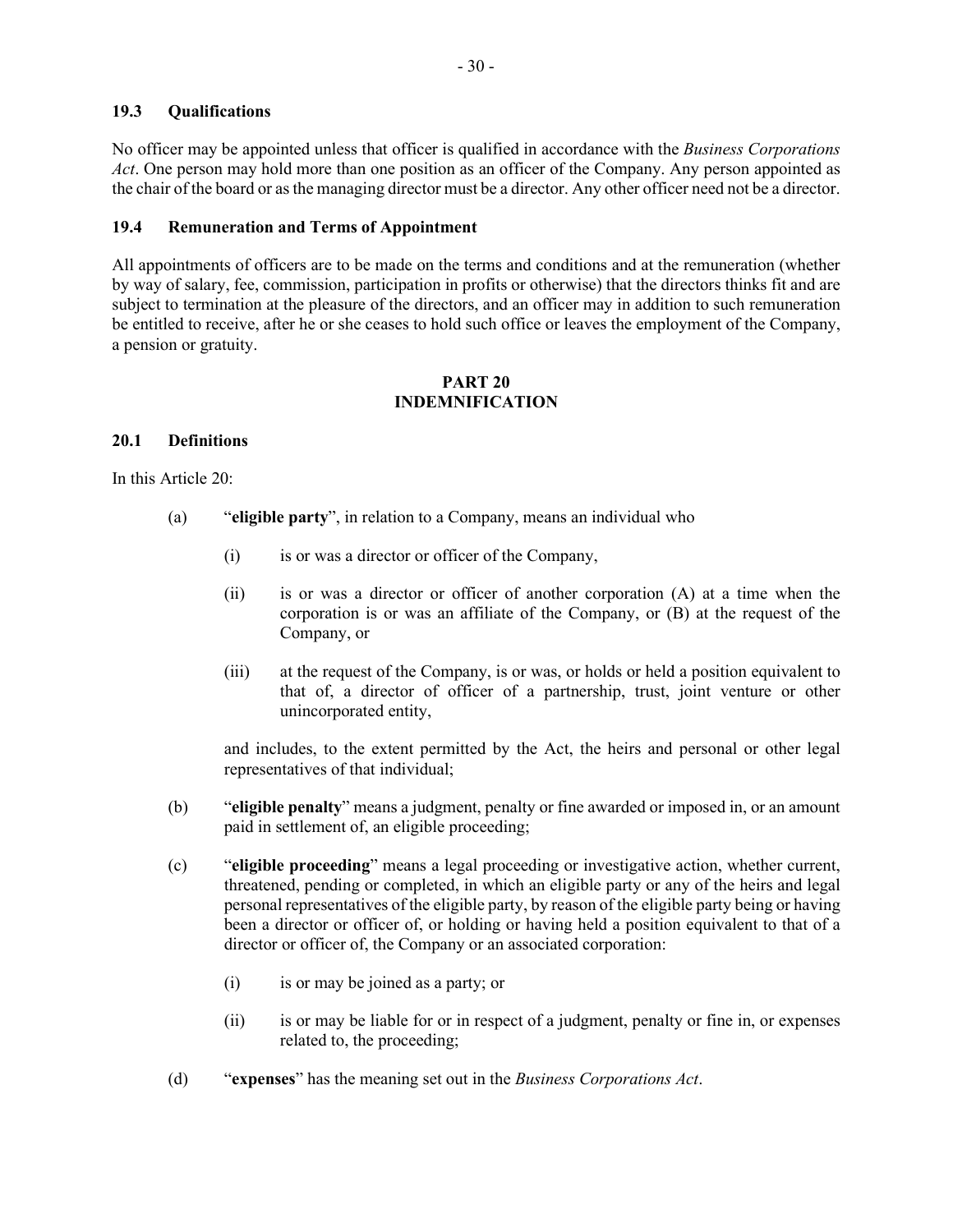### 19.3 Qualifications

No officer may be appointed unless that officer is qualified in accordance with the *Business Corporations Act*. One person may hold more than one position as an officer of the Company. Any person appointed as the chair of the board or as the managing director must be a director. Any other officer need not be a director.

### 19.4 Remuneration and Terms of Appointment

All appointments of officers are to be made on the terms and conditions and at the remuneration (whether by way of salary, fee, commission, participation in profits or otherwise) that the directors thinks fit and are subject to termination at the pleasure of the directors, and an officer may in addition to such remuneration be entitled to receive, after he or she ceases to hold such office or leaves the employment of the Company, a pension or gratuity.

## PART 20
## INDEMNIFICATION

### 20.1 Definitions

In this Article 20:

(a) "**eligible party**", in relation to a Company, means an individual who

  (i) is or was a director or officer of the Company,

  (ii) is or was a director or officer of another corporation (A) at a time when the corporation is or was an affiliate of the Company, or (B) at the request of the Company, or

  (iii) at the request of the Company, is or was, or holds or held a position equivalent to that of, a director of officer of a partnership, trust, joint venture or other unincorporated entity,

  and includes, to the extent permitted by the Act, the heirs and personal or other legal representatives of that individual;

(b) "**eligible penalty**" means a judgment, penalty or fine awarded or imposed in, or an amount paid in settlement of, an eligible proceeding;

(c) "**eligible proceeding**" means a legal proceeding or investigative action, whether current, threatened, pending or completed, in which an eligible party or any of the heirs and legal personal representatives of the eligible party, by reason of the eligible party being or having been a director or officer of, or holding or having held a position equivalent to that of a director or officer of, the Company or an associated corporation:

  (i) is or may be joined as a party; or

  (ii) is or may be liable for or in respect of a judgment, penalty or fine in, or expenses related to, the proceeding;

(d) "**expenses**" has the meaning set out in the *Business Corporations Act*.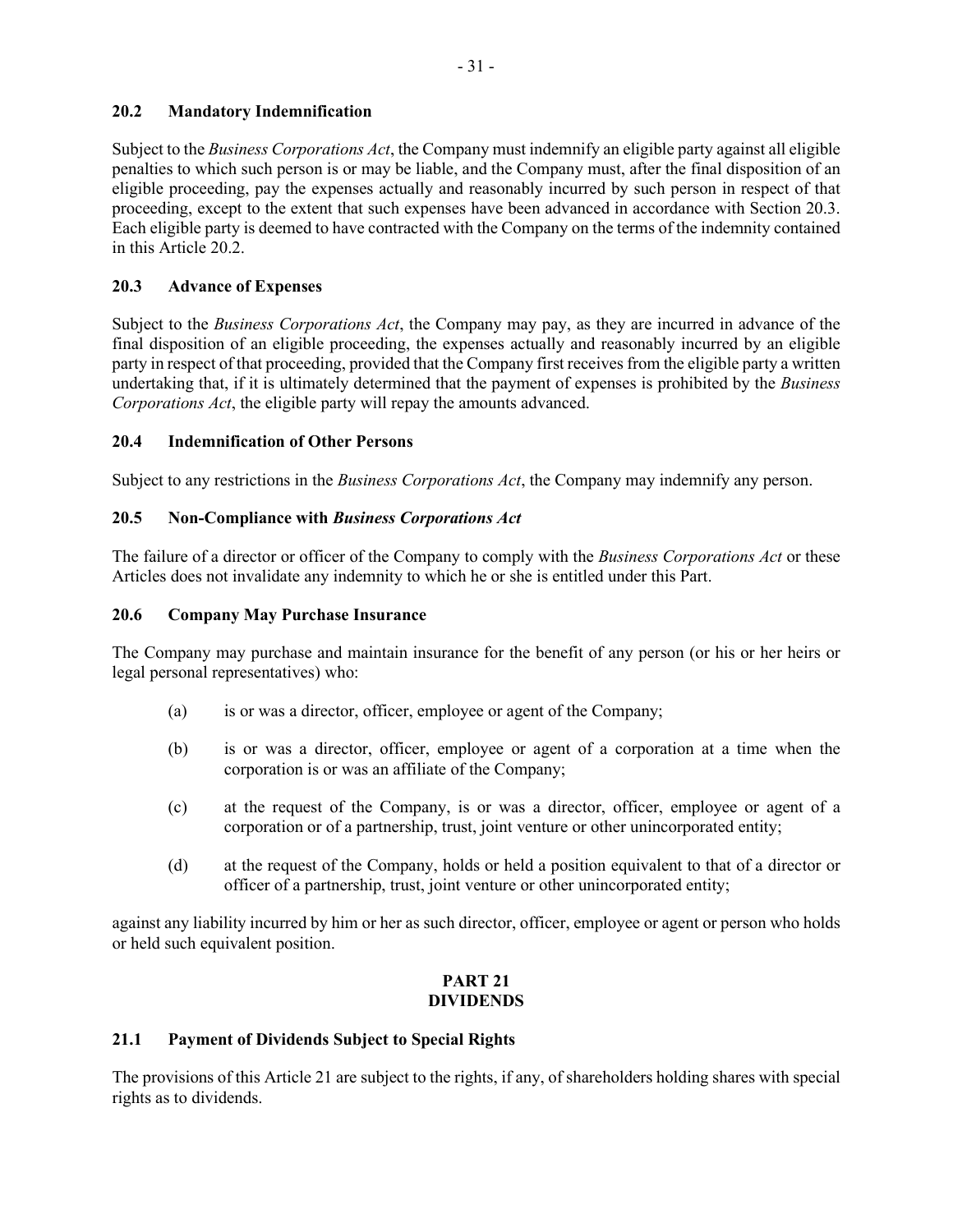### 20.2 Mandatory Indemnification

Subject to the *Business Corporations Act*, the Company must indemnify an eligible party against all eligible penalties to which such person is or may be liable, and the Company must, after the final disposition of an eligible proceeding, pay the expenses actually and reasonably incurred by such person in respect of that proceeding, except to the extent that such expenses have been advanced in accordance with Section 20.3. Each eligible party is deemed to have contracted with the Company on the terms of the indemnity contained in this Article 20.2.

### 20.3 Advance of Expenses

Subject to the *Business Corporations Act*, the Company may pay, as they are incurred in advance of the final disposition of an eligible proceeding, the expenses actually and reasonably incurred by an eligible party in respect of that proceeding, provided that the Company first receives from the eligible party a written undertaking that, if it is ultimately determined that the payment of expenses is prohibited by the *Business Corporations Act*, the eligible party will repay the amounts advanced.

### 20.4 Indemnification of Other Persons

Subject to any restrictions in the *Business Corporations Act*, the Company may indemnify any person.

### 20.5 Non-Compliance with *Business Corporations Act*

The failure of a director or officer of the Company to comply with the *Business Corporations Act* or these Articles does not invalidate any indemnity to which he or she is entitled under this Part.

### 20.6 Company May Purchase Insurance

The Company may purchase and maintain insurance for the benefit of any person (or his or her heirs or legal personal representatives) who:

(a) is or was a director, officer, employee or agent of the Company;

(b) is or was a director, officer, employee or agent of a corporation at a time when the corporation is or was an affiliate of the Company;

(c) at the request of the Company, is or was a director, officer, employee or agent of a corporation or of a partnership, trust, joint venture or other unincorporated entity;

(d) at the request of the Company, holds or held a position equivalent to that of a director or officer of a partnership, trust, joint venture or other unincorporated entity;

against any liability incurred by him or her as such director, officer, employee or agent or person who holds or held such equivalent position.

## PART 21
## DIVIDENDS

### 21.1 Payment of Dividends Subject to Special Rights

The provisions of this Article 21 are subject to the rights, if any, of shareholders holding shares with special rights as to dividends.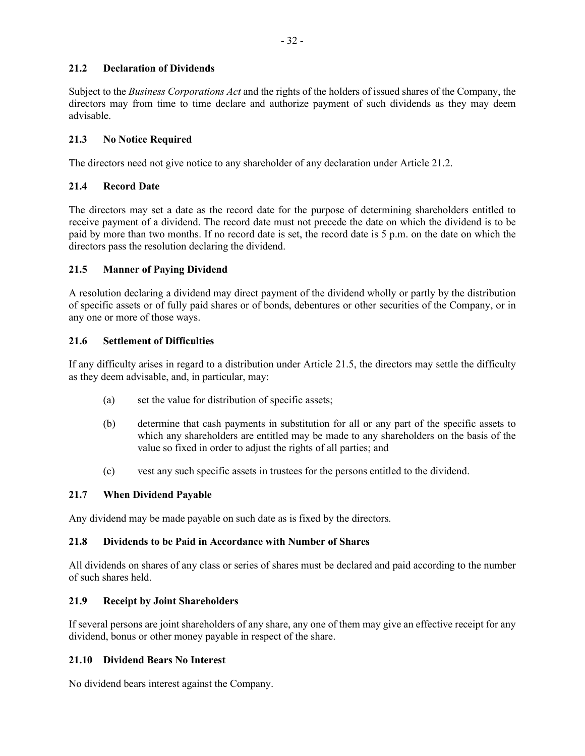### 21.2 Declaration of Dividends

Subject to the *Business Corporations Act* and the rights of the holders of issued shares of the Company, the directors may from time to time declare and authorize payment of such dividends as they may deem advisable.

### 21.3 No Notice Required

The directors need not give notice to any shareholder of any declaration under Article 21.2.

### 21.4 Record Date

The directors may set a date as the record date for the purpose of determining shareholders entitled to receive payment of a dividend. The record date must not precede the date on which the dividend is to be paid by more than two months. If no record date is set, the record date is 5 p.m. on the date on which the directors pass the resolution declaring the dividend.

### 21.5 Manner of Paying Dividend

A resolution declaring a dividend may direct payment of the dividend wholly or partly by the distribution of specific assets or of fully paid shares or of bonds, debentures or other securities of the Company, or in any one or more of those ways.

### 21.6 Settlement of Difficulties

If any difficulty arises in regard to a distribution under Article 21.5, the directors may settle the difficulty as they deem advisable, and, in particular, may:

(a) set the value for distribution of specific assets;

(b) determine that cash payments in substitution for all or any part of the specific assets to which any shareholders are entitled may be made to any shareholders on the basis of the value so fixed in order to adjust the rights of all parties; and

(c) vest any such specific assets in trustees for the persons entitled to the dividend.

### 21.7 When Dividend Payable

Any dividend may be made payable on such date as is fixed by the directors.

### 21.8 Dividends to be Paid in Accordance with Number of Shares

All dividends on shares of any class or series of shares must be declared and paid according to the number of such shares held.

### 21.9 Receipt by Joint Shareholders

If several persons are joint shareholders of any share, any one of them may give an effective receipt for any dividend, bonus or other money payable in respect of the share.

### 21.10 Dividend Bears No Interest

No dividend bears interest against the Company.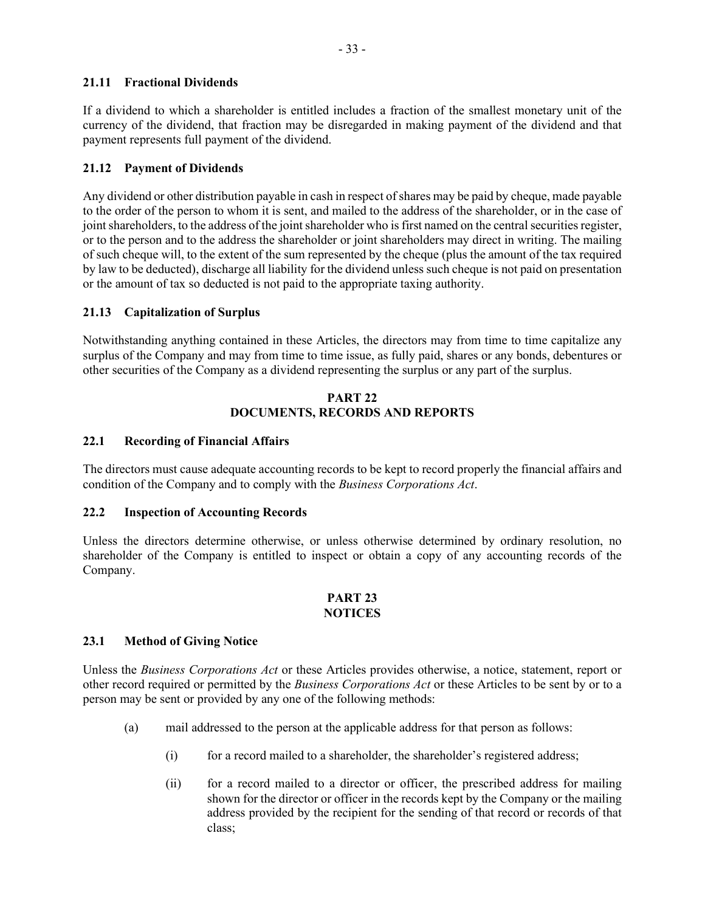### 21.11 Fractional Dividends

If a dividend to which a shareholder is entitled includes a fraction of the smallest monetary unit of the currency of the dividend, that fraction may be disregarded in making payment of the dividend and that payment represents full payment of the dividend.

### 21.12 Payment of Dividends

Any dividend or other distribution payable in cash in respect of shares may be paid by cheque, made payable to the order of the person to whom it is sent, and mailed to the address of the shareholder, or in the case of joint shareholders, to the address of the joint shareholder who is first named on the central securities register, or to the person and to the address the shareholder or joint shareholders may direct in writing. The mailing of such cheque will, to the extent of the sum represented by the cheque (plus the amount of the tax required by law to be deducted), discharge all liability for the dividend unless such cheque is not paid on presentation or the amount of tax so deducted is not paid to the appropriate taxing authority.

### 21.13 Capitalization of Surplus

Notwithstanding anything contained in these Articles, the directors may from time to time capitalize any surplus of the Company and may from time to time issue, as fully paid, shares or any bonds, debentures or other securities of the Company as a dividend representing the surplus or any part of the surplus.

## PART 22
## DOCUMENTS, RECORDS AND REPORTS

### 22.1 Recording of Financial Affairs

The directors must cause adequate accounting records to be kept to record properly the financial affairs and condition of the Company and to comply with the *Business Corporations Act*.

### 22.2 Inspection of Accounting Records

Unless the directors determine otherwise, or unless otherwise determined by ordinary resolution, no shareholder of the Company is entitled to inspect or obtain a copy of any accounting records of the Company.

## PART 23
## NOTICES

### 23.1 Method of Giving Notice

Unless the *Business Corporations Act* or these Articles provides otherwise, a notice, statement, report or other record required or permitted by the *Business Corporations Act* or these Articles to be sent by or to a person may be sent or provided by any one of the following methods:

(a) mail addressed to the person at the applicable address for that person as follows:

  (i) for a record mailed to a shareholder, the shareholder's registered address;

  (ii) for a record mailed to a director or officer, the prescribed address for mailing shown for the director or officer in the records kept by the Company or the mailing address provided by the recipient for the sending of that record or records of that class;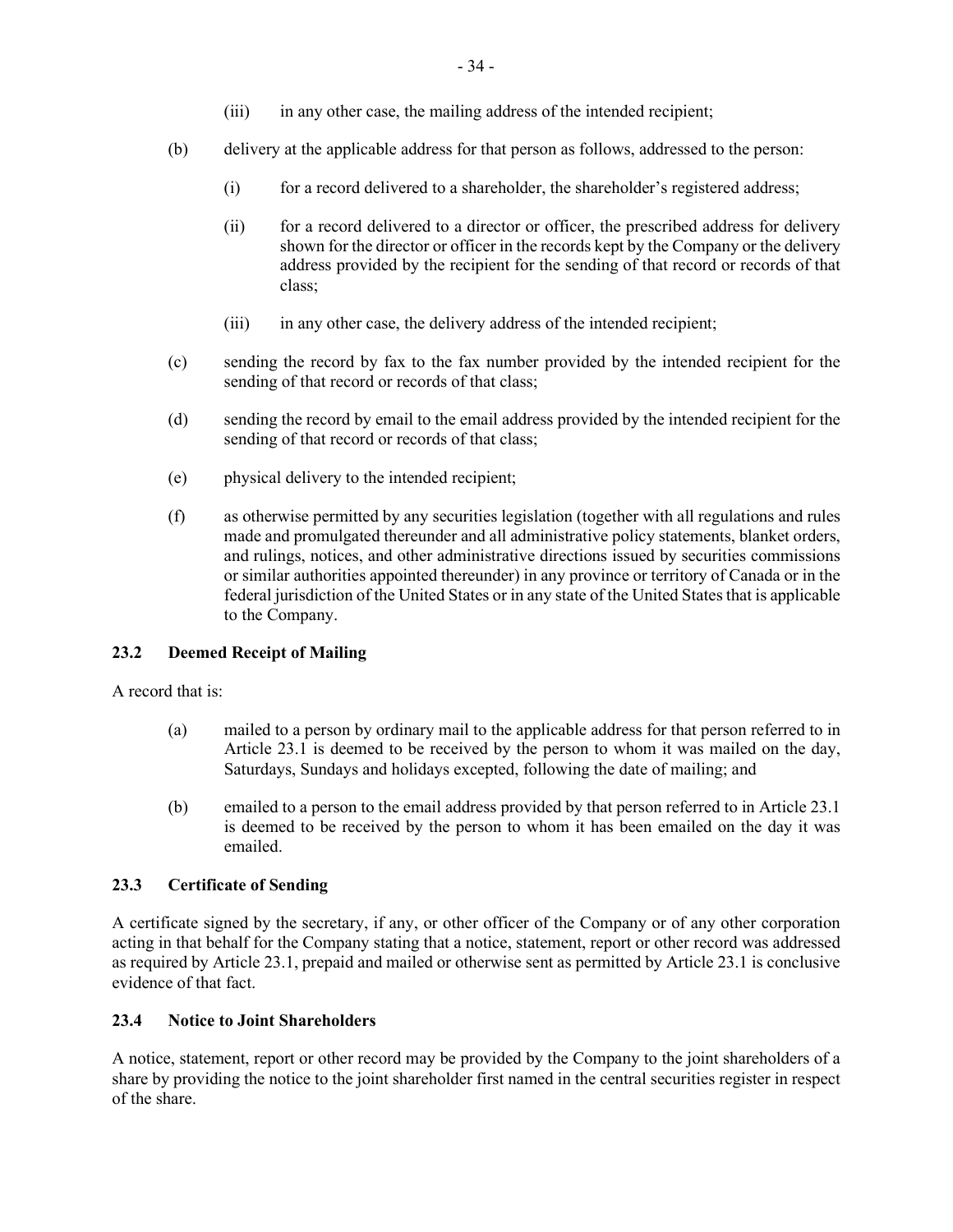(iii) in any other case, the mailing address of the intended recipient;

(b) delivery at the applicable address for that person as follows, addressed to the person:

(i) for a record delivered to a shareholder, the shareholder's registered address;

(ii) for a record delivered to a director or officer, the prescribed address for delivery shown for the director or officer in the records kept by the Company or the delivery address provided by the recipient for the sending of that record or records of that class;

(iii) in any other case, the delivery address of the intended recipient;

(c) sending the record by fax to the fax number provided by the intended recipient for the sending of that record or records of that class;

(d) sending the record by email to the email address provided by the intended recipient for the sending of that record or records of that class;

(e) physical delivery to the intended recipient;

(f) as otherwise permitted by any securities legislation (together with all regulations and rules made and promulgated thereunder and all administrative policy statements, blanket orders, and rulings, notices, and other administrative directions issued by securities commissions or similar authorities appointed thereunder) in any province or territory of Canada or in the federal jurisdiction of the United States or in any state of the United States that is applicable to the Company.

### 23.2 Deemed Receipt of Mailing

A record that is:

(a) mailed to a person by ordinary mail to the applicable address for that person referred to in Article 23.1 is deemed to be received by the person to whom it was mailed on the day, Saturdays, Sundays and holidays excepted, following the date of mailing; and

(b) emailed to a person to the email address provided by that person referred to in Article 23.1 is deemed to be received by the person to whom it has been emailed on the day it was emailed.

### 23.3 Certificate of Sending

A certificate signed by the secretary, if any, or other officer of the Company or of any other corporation acting in that behalf for the Company stating that a notice, statement, report or other record was addressed as required by Article 23.1, prepaid and mailed or otherwise sent as permitted by Article 23.1 is conclusive evidence of that fact.

### 23.4 Notice to Joint Shareholders

A notice, statement, report or other record may be provided by the Company to the joint shareholders of a share by providing the notice to the joint shareholder first named in the central securities register in respect of the share.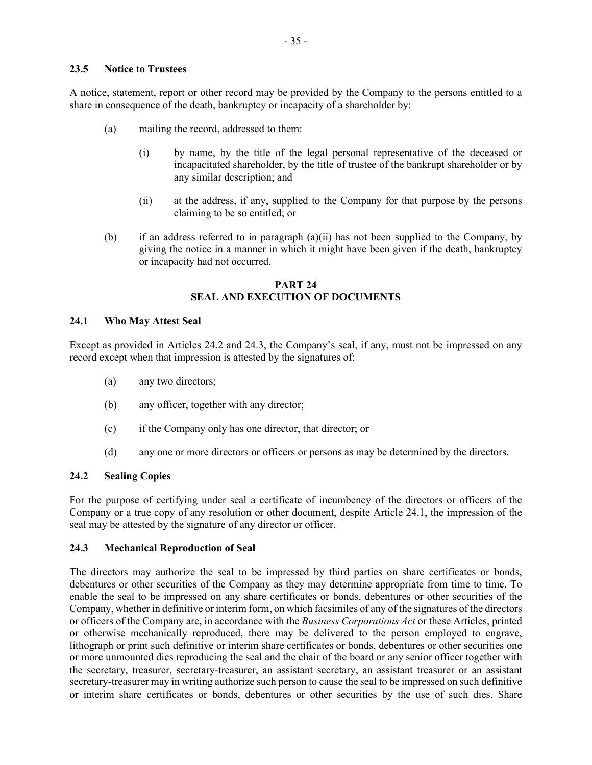### 23.5 Notice to Trustees

A notice, statement, report or other record may be provided by the Company to the persons entitled to a share in consequence of the death, bankruptcy or incapacity of a shareholder by:

(a) mailing the record, addressed to them:

(i) by name, by the title of the legal personal representative of the deceased or incapacitated shareholder, by the title of trustee of the bankrupt shareholder or by any similar description; and

(ii) at the address, if any, supplied to the Company for that purpose by the persons claiming to be so entitled; or

(b) if an address referred to in paragraph (a)(ii) has not been supplied to the Company, by giving the notice in a manner in which it might have been given if the death, bankruptcy or incapacity had not occurred.

## PART 24
## SEAL AND EXECUTION OF DOCUMENTS

### 24.1 Who May Attest Seal

Except as provided in Articles 24.2 and 24.3, the Company's seal, if any, must not be impressed on any record except when that impression is attested by the signatures of:

(a) any two directors;

(b) any officer, together with any director;

(c) if the Company only has one director, that director; or

(d) any one or more directors or officers or persons as may be determined by the directors.

### 24.2 Sealing Copies

For the purpose of certifying under seal a certificate of incumbency of the directors or officers of the Company or a true copy of any resolution or other document, despite Article 24.1, the impression of the seal may be attested by the signature of any director or officer.

### 24.3 Mechanical Reproduction of Seal

The directors may authorize the seal to be impressed by third parties on share certificates or bonds, debentures or other securities of the Company as they may determine appropriate from time to time. To enable the seal to be impressed on any share certificates or bonds, debentures or other securities of the Company, whether in definitive or interim form, on which facsimiles of any of the signatures of the directors or officers of the Company are, in accordance with the *Business Corporations Act* or these Articles, printed or otherwise mechanically reproduced, there may be delivered to the person employed to engrave, lithograph or print such definitive or interim share certificates or bonds, debentures or other securities one or more unmounted dies reproducing the seal and the chair of the board or any senior officer together with the secretary, treasurer, secretary-treasurer, an assistant secretary, an assistant treasurer or an assistant secretary-treasurer may in writing authorize such person to cause the seal to be impressed on such definitive or interim share certificates or bonds, debentures or other securities by the use of such dies. Share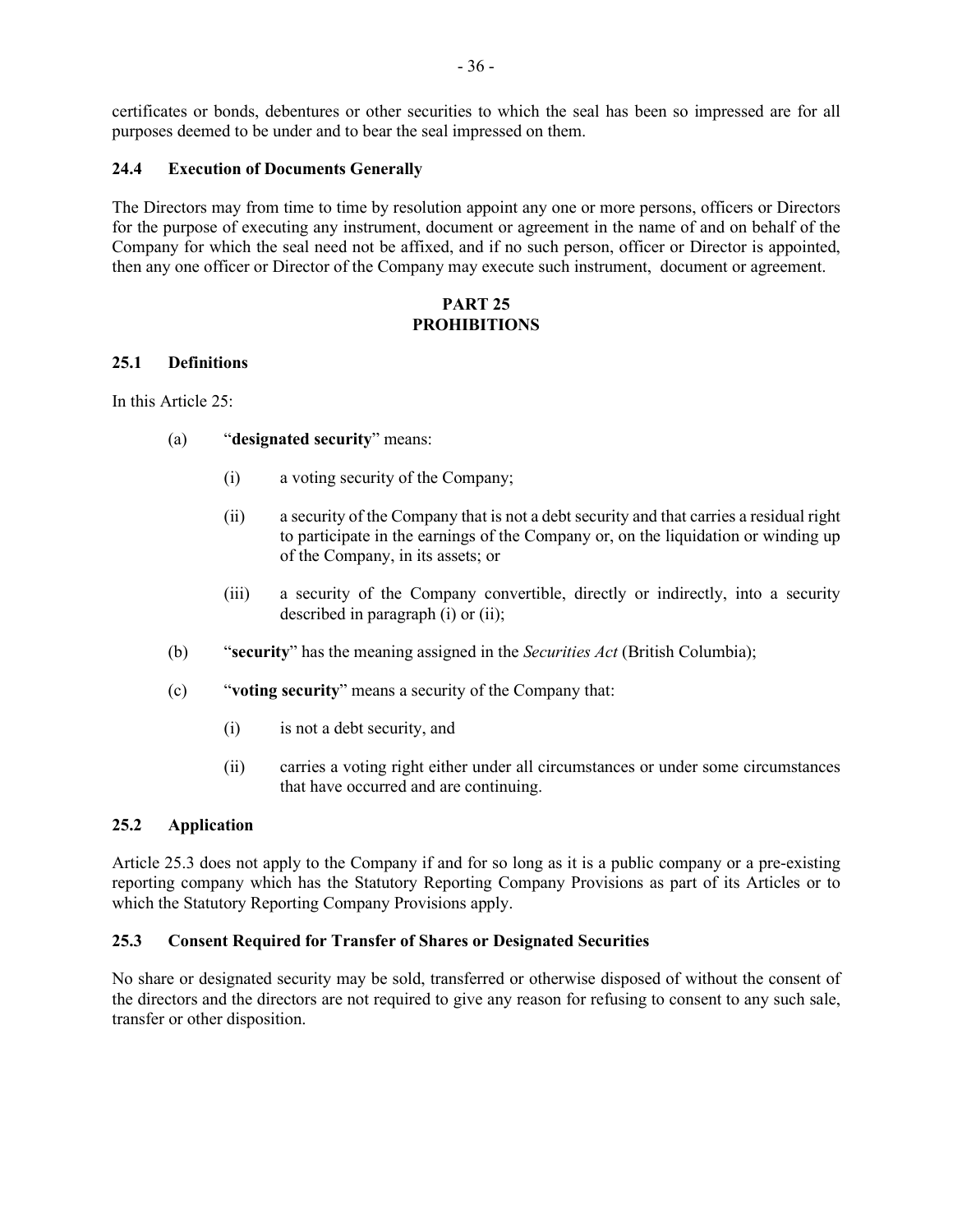certificates or bonds, debentures or other securities to which the seal has been so impressed are for all purposes deemed to be under and to bear the seal impressed on them.

### 24.4 Execution of Documents Generally

The Directors may from time to time by resolution appoint any one or more persons, officers or Directors for the purpose of executing any instrument, document or agreement in the name of and on behalf of the Company for which the seal need not be affixed, and if no such person, officer or Director is appointed, then any one officer or Director of the Company may execute such instrument, document or agreement.

## PART 25
## PROHIBITIONS

### 25.1 Definitions

In this Article 25:

(a) "**designated security**" means:

   (i) a voting security of the Company;

   (ii) a security of the Company that is not a debt security and that carries a residual right to participate in the earnings of the Company or, on the liquidation or winding up of the Company, in its assets; or

   (iii) a security of the Company convertible, directly or indirectly, into a security described in paragraph (i) or (ii);

(b) "**security**" has the meaning assigned in the *Securities Act* (British Columbia);

(c) "**voting security**" means a security of the Company that:

   (i) is not a debt security, and

   (ii) carries a voting right either under all circumstances or under some circumstances that have occurred and are continuing.

### 25.2 Application

Article 25.3 does not apply to the Company if and for so long as it is a public company or a pre-existing reporting company which has the Statutory Reporting Company Provisions as part of its Articles or to which the Statutory Reporting Company Provisions apply.

### 25.3 Consent Required for Transfer of Shares or Designated Securities

No share or designated security may be sold, transferred or otherwise disposed of without the consent of the directors and the directors are not required to give any reason for refusing to consent to any such sale, transfer or other disposition.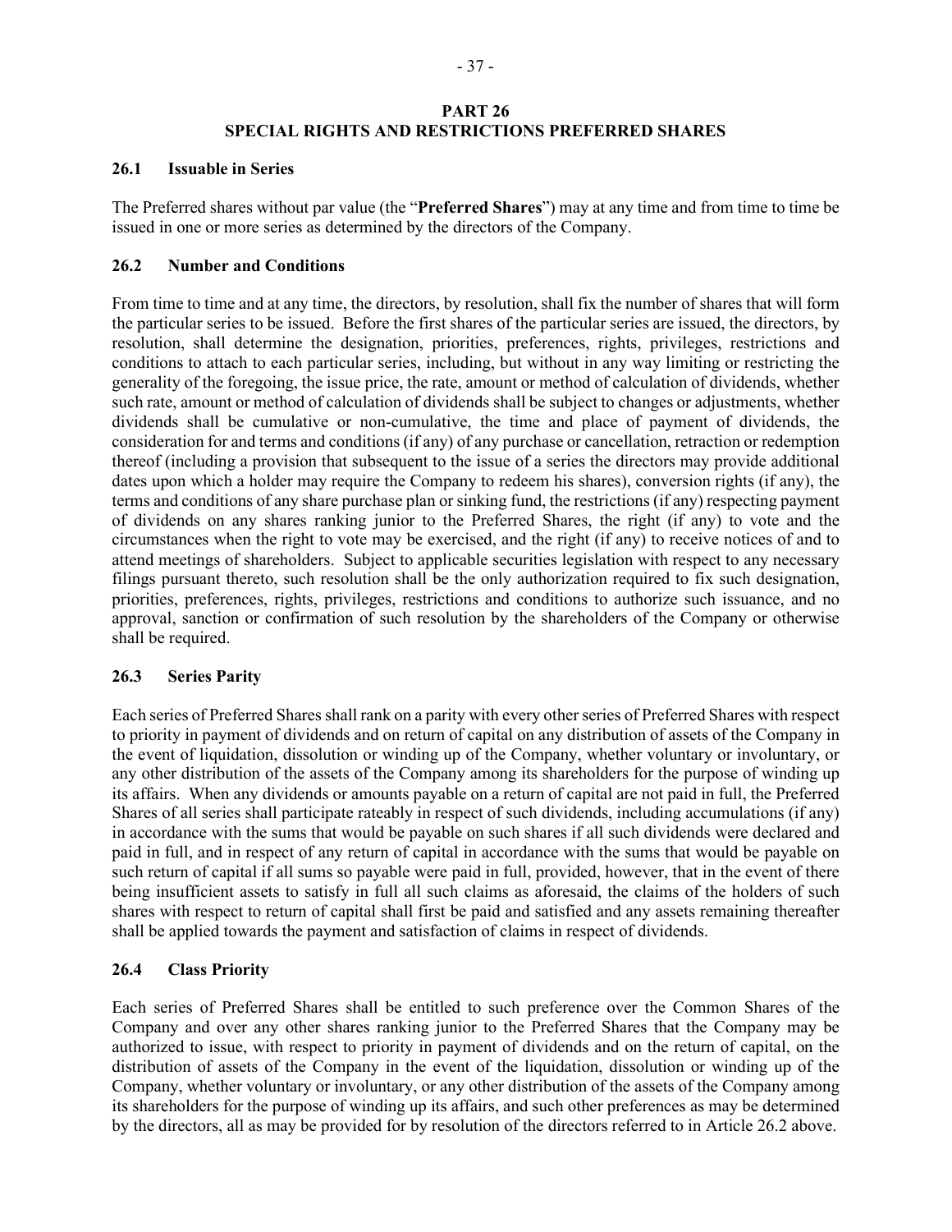# PART 26
# SPECIAL RIGHTS AND RESTRICTIONS PREFERRED SHARES

## 26.1 Issuable in Series

The Preferred shares without par value (the "**Preferred Shares**") may at any time and from time to time be issued in one or more series as determined by the directors of the Company.

## 26.2 Number and Conditions

From time to time and at any time, the directors, by resolution, shall fix the number of shares that will form the particular series to be issued. Before the first shares of the particular series are issued, the directors, by resolution, shall determine the designation, priorities, preferences, rights, privileges, restrictions and conditions to attach to each particular series, including, but without in any way limiting or restricting the generality of the foregoing, the issue price, the rate, amount or method of calculation of dividends, whether such rate, amount or method of calculation of dividends shall be subject to changes or adjustments, whether dividends shall be cumulative or non-cumulative, the time and place of payment of dividends, the consideration for and terms and conditions (if any) of any purchase or cancellation, retraction or redemption thereof (including a provision that subsequent to the issue of a series the directors may provide additional dates upon which a holder may require the Company to redeem his shares), conversion rights (if any), the terms and conditions of any share purchase plan or sinking fund, the restrictions (if any) respecting payment of dividends on any shares ranking junior to the Preferred Shares, the right (if any) to vote and the circumstances when the right to vote may be exercised, and the right (if any) to receive notices of and to attend meetings of shareholders. Subject to applicable securities legislation with respect to any necessary filings pursuant thereto, such resolution shall be the only authorization required to fix such designation, priorities, preferences, rights, privileges, restrictions and conditions to authorize such issuance, and no approval, sanction or confirmation of such resolution by the shareholders of the Company or otherwise shall be required.

## 26.3 Series Parity

Each series of Preferred Shares shall rank on a parity with every other series of Preferred Shares with respect to priority in payment of dividends and on return of capital on any distribution of assets of the Company in the event of liquidation, dissolution or winding up of the Company, whether voluntary or involuntary, or any other distribution of the assets of the Company among its shareholders for the purpose of winding up its affairs. When any dividends or amounts payable on a return of capital are not paid in full, the Preferred Shares of all series shall participate rateably in respect of such dividends, including accumulations (if any) in accordance with the sums that would be payable on such shares if all such dividends were declared and paid in full, and in respect of any return of capital in accordance with the sums that would be payable on such return of capital if all sums so payable were paid in full, provided, however, that in the event of there being insufficient assets to satisfy in full all such claims as aforesaid, the claims of the holders of such shares with respect to return of capital shall first be paid and satisfied and any assets remaining thereafter shall be applied towards the payment and satisfaction of claims in respect of dividends.

## 26.4 Class Priority

Each series of Preferred Shares shall be entitled to such preference over the Common Shares of the Company and over any other shares ranking junior to the Preferred Shares that the Company may be authorized to issue, with respect to priority in payment of dividends and on the return of capital, on the distribution of assets of the Company in the event of the liquidation, dissolution or winding up of the Company, whether voluntary or involuntary, or any other distribution of the assets of the Company among its shareholders for the purpose of winding up its affairs, and such other preferences as may be determined by the directors, all as may be provided for by resolution of the directors referred to in Article 26.2 above.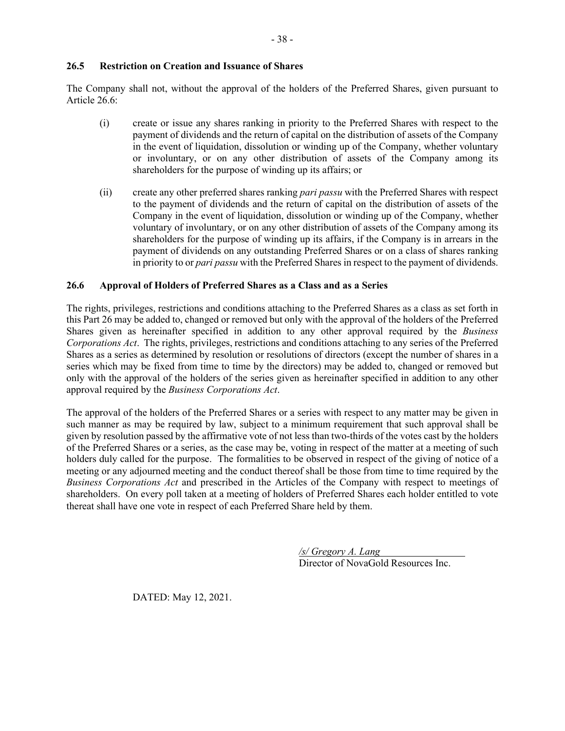### 26.5 Restriction on Creation and Issuance of Shares

The Company shall not, without the approval of the holders of the Preferred Shares, given pursuant to Article 26.6:

(i) create or issue any shares ranking in priority to the Preferred Shares with respect to the payment of dividends and the return of capital on the distribution of assets of the Company in the event of liquidation, dissolution or winding up of the Company, whether voluntary or involuntary, or on any other distribution of assets of the Company among its shareholders for the purpose of winding up its affairs; or

(ii) create any other preferred shares ranking *pari passu* with the Preferred Shares with respect to the payment of dividends and the return of capital on the distribution of assets of the Company in the event of liquidation, dissolution or winding up of the Company, whether voluntary of involuntary, or on any other distribution of assets of the Company among its shareholders for the purpose of winding up its affairs, if the Company is in arrears in the payment of dividends on any outstanding Preferred Shares or on a class of shares ranking in priority to or *pari passu* with the Preferred Shares in respect to the payment of dividends.

### 26.6 Approval of Holders of Preferred Shares as a Class and as a Series

The rights, privileges, restrictions and conditions attaching to the Preferred Shares as a class as set forth in this Part 26 may be added to, changed or removed but only with the approval of the holders of the Preferred Shares given as hereinafter specified in addition to any other approval required by the *Business Corporations Act*. The rights, privileges, restrictions and conditions attaching to any series of the Preferred Shares as a series as determined by resolution or resolutions of directors (except the number of shares in a series which may be fixed from time to time by the directors) may be added to, changed or removed but only with the approval of the holders of the series given as hereinafter specified in addition to any other approval required by the *Business Corporations Act*.

The approval of the holders of the Preferred Shares or a series with respect to any matter may be given in such manner as may be required by law, subject to a minimum requirement that such approval shall be given by resolution passed by the affirmative vote of not less than two-thirds of the votes cast by the holders of the Preferred Shares or a series, as the case may be, voting in respect of the matter at a meeting of such holders duly called for the purpose. The formalities to be observed in respect of the giving of notice of a meeting or any adjourned meeting and the conduct thereof shall be those from time to time required by the *Business Corporations Act* and prescribed in the Articles of the Company with respect to meetings of shareholders. On every poll taken at a meeting of holders of Preferred Shares each holder entitled to vote thereat shall have one vote in respect of each Preferred Share held by them.

*/s/ Gregory A. Lang*
Director of NovaGold Resources Inc.

DATED: May 12, 2021.